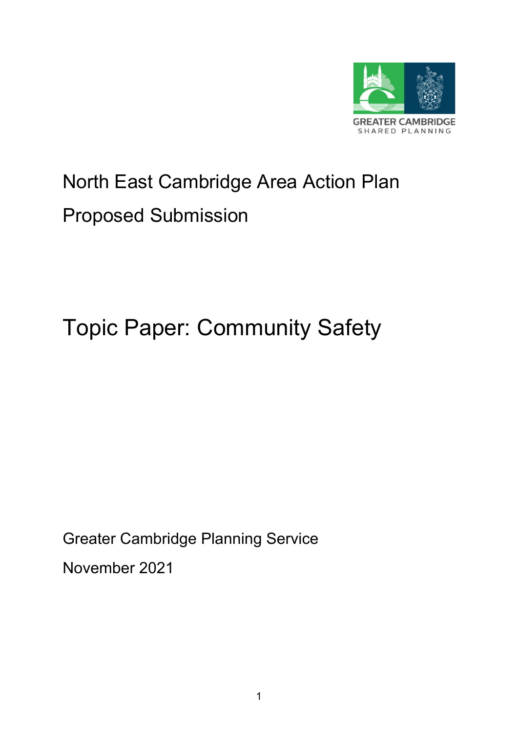GREATER CAMBRIDGE
SHARED PLANNING

North East Cambridge Area Action Plan

Proposed Submission

# Topic Paper: Community Safety

Greater Cambridge Planning Service

November 2021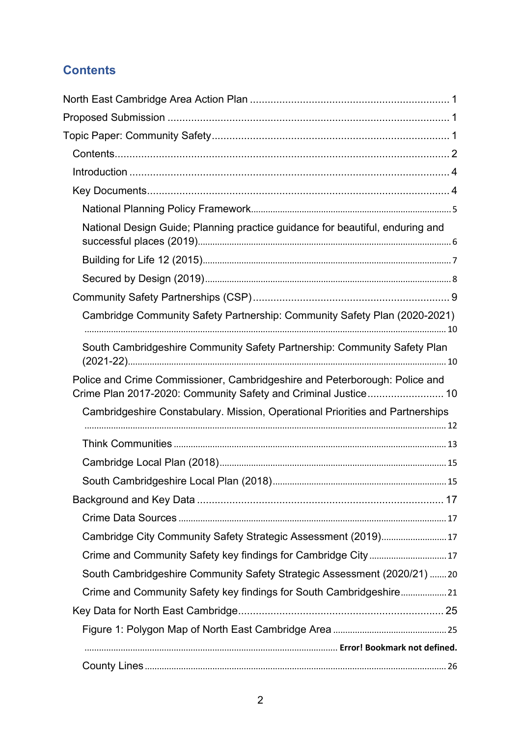## Contents

North East Cambridge Area Action Plan ..... 1

Proposed Submission ..... 1

Topic Paper: Community Safety ..... 1

- Contents ..... 2
- Introduction ..... 4
- Key Documents ..... 4
  - National Planning Policy Framework ..... 5
  - National Design Guide; Planning practice guidance for beautiful, enduring and successful places (2019) ..... 6
  - Building for Life 12 (2015) ..... 7
  - Secured by Design (2019) ..... 8
- Community Safety Partnerships (CSP) ..... 9
  - Cambridge Community Safety Partnership: Community Safety Plan (2020-2021) ..... 10
  - South Cambridgeshire Community Safety Partnership: Community Safety Plan (2021-22) ..... 10
- Police and Crime Commissioner, Cambridgeshire and Peterborough: Police and Crime Plan 2017-2020: Community Safety and Criminal Justice ..... 10
  - Cambridgeshire Constabulary. Mission, Operational Priorities and Partnerships ..... 12
  - Think Communities ..... 13
  - Cambridge Local Plan (2018) ..... 15
  - South Cambridgeshire Local Plan (2018) ..... 15
- Background and Key Data ..... 17
  - Crime Data Sources ..... 17
  - Cambridge City Community Safety Strategic Assessment (2019) ..... 17
  - Crime and Community Safety key findings for Cambridge City ..... 17
  - South Cambridgeshire Community Safety Strategic Assessment (2020/21) ..... 20
  - Crime and Community Safety key findings for South Cambridgeshire ..... 21
- Key Data for North East Cambridge ..... 25
  - Figure 1: Polygon Map of North East Cambridge Area ..... 25
  - ..... **Error! Bookmark not defined.**
  - County Lines ..... 26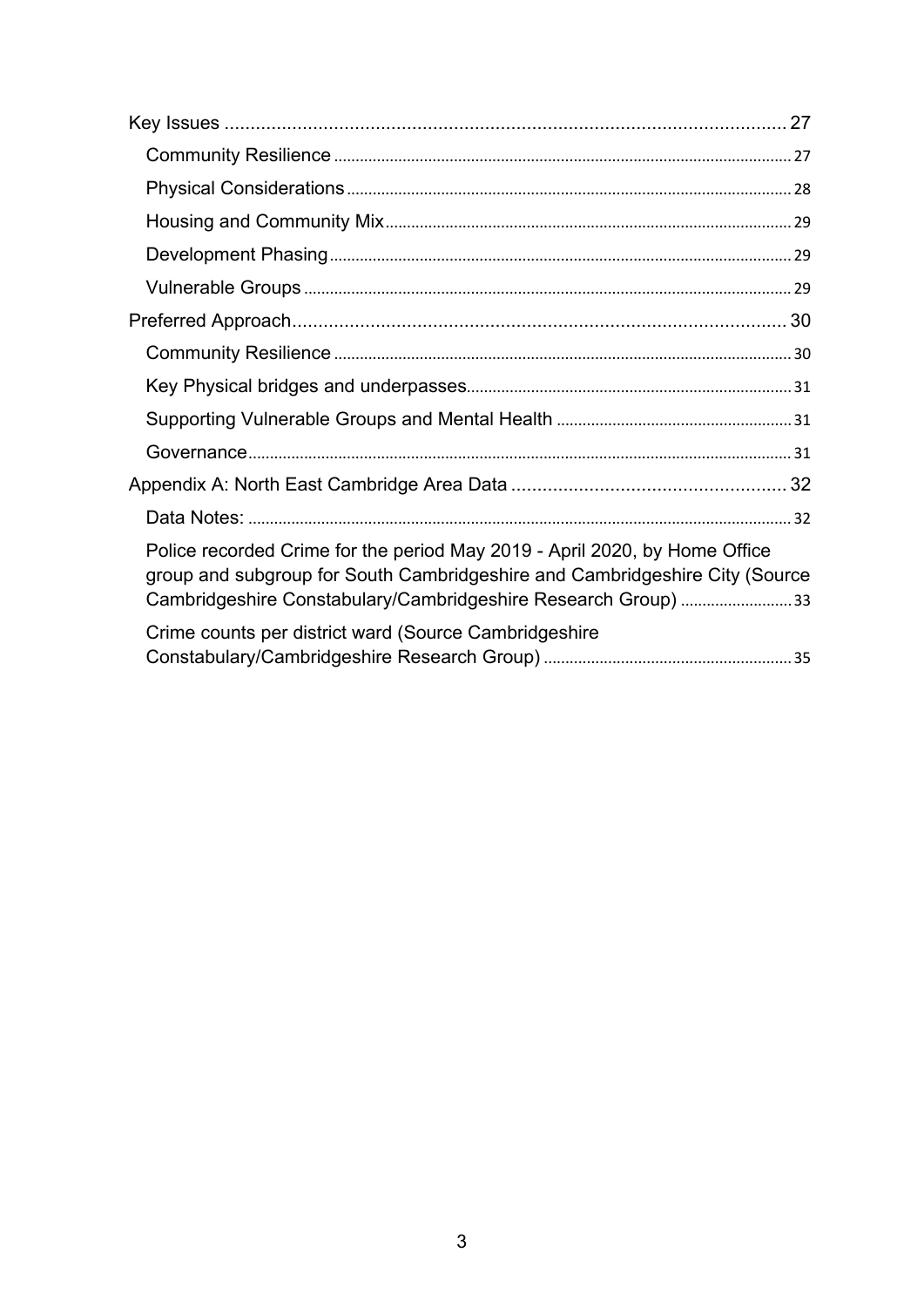Key Issues ........................................................................................................ 27

- Community Resilience ........................................................................................ 27
- Physical Considerations ...................................................................................... 28
- Housing and Community Mix ............................................................................. 29
- Development Phasing ......................................................................................... 29
- Vulnerable Groups .............................................................................................. 29

Preferred Approach ............................................................................................. 30

- Community Resilience ........................................................................................ 30
- Key Physical bridges and underpasses ............................................................... 31
- Supporting Vulnerable Groups and Mental Health ............................................. 31
- Governance ......................................................................................................... 31

Appendix A: North East Cambridge Area Data ................................................... 32

- Data Notes: .......................................................................................................... 32
- Police recorded Crime for the period May 2019 - April 2020, by Home Office group and subgroup for South Cambridgeshire and Cambridgeshire City (Source Cambridgeshire Constabulary/Cambridgeshire Research Group) ........................ 33
- Crime counts per district ward (Source Cambridgeshire Constabulary/Cambridgeshire Research Group) ................................................ 35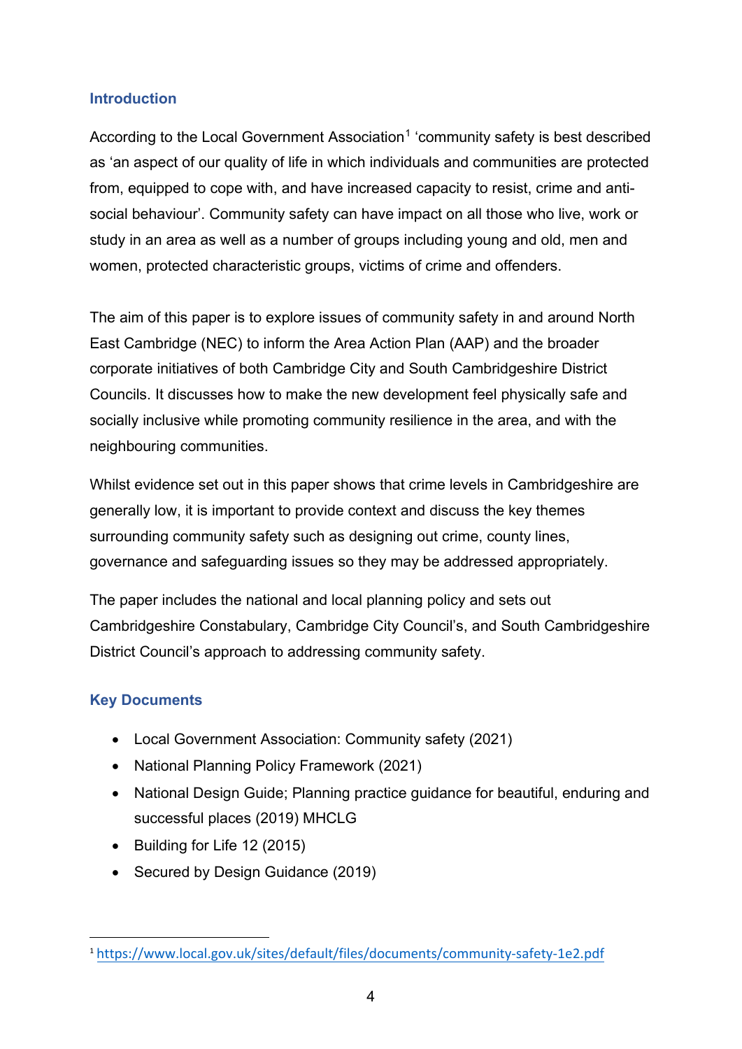## Introduction

According to the Local Government Association[1] 'community safety is best described as 'an aspect of our quality of life in which individuals and communities are protected from, equipped to cope with, and have increased capacity to resist, crime and anti-social behaviour'. Community safety can have impact on all those who live, work or study in an area as well as a number of groups including young and old, men and women, protected characteristic groups, victims of crime and offenders.

The aim of this paper is to explore issues of community safety in and around North East Cambridge (NEC) to inform the Area Action Plan (AAP) and the broader corporate initiatives of both Cambridge City and South Cambridgeshire District Councils. It discusses how to make the new development feel physically safe and socially inclusive while promoting community resilience in the area, and with the neighbouring communities.

Whilst evidence set out in this paper shows that crime levels in Cambridgeshire are generally low, it is important to provide context and discuss the key themes surrounding community safety such as designing out crime, county lines, governance and safeguarding issues so they may be addressed appropriately.

The paper includes the national and local planning policy and sets out Cambridgeshire Constabulary, Cambridge City Council's, and South Cambridgeshire District Council's approach to addressing community safety.

## Key Documents

- Local Government Association: Community safety (2021)
- National Planning Policy Framework (2021)
- National Design Guide; Planning practice guidance for beautiful, enduring and successful places (2019) MHCLG
- Building for Life 12 (2015)
- Secured by Design Guidance (2019)

---

[1] https://www.local.gov.uk/sites/default/files/documents/community-safety-1e2.pdf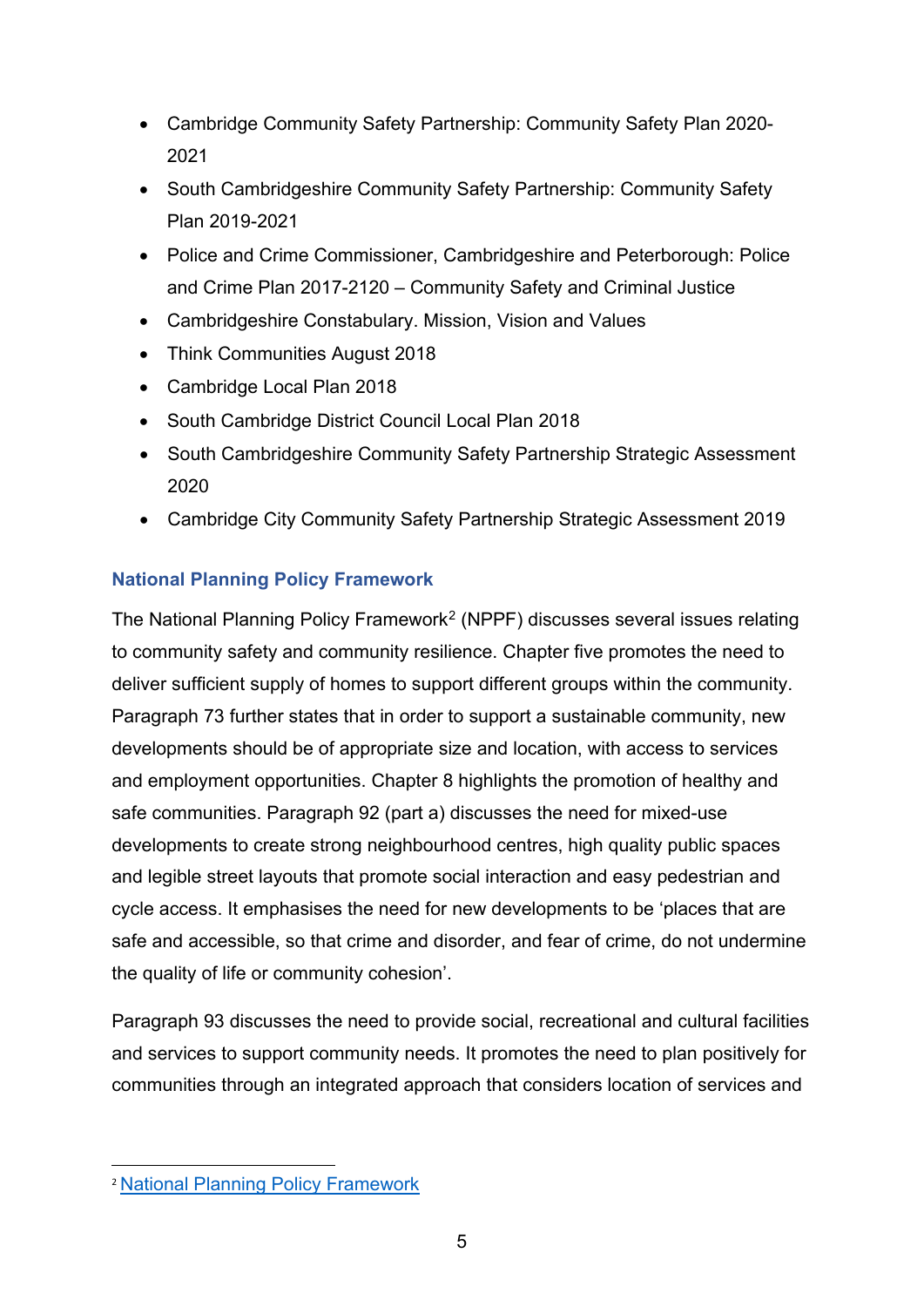- Cambridge Community Safety Partnership: Community Safety Plan 2020-2021
- South Cambridgeshire Community Safety Partnership: Community Safety Plan 2019-2021
- Police and Crime Commissioner, Cambridgeshire and Peterborough: Police and Crime Plan 2017-2120 – Community Safety and Criminal Justice
- Cambridgeshire Constabulary. Mission, Vision and Values
- Think Communities August 2018
- Cambridge Local Plan 2018
- South Cambridge District Council Local Plan 2018
- South Cambridgeshire Community Safety Partnership Strategic Assessment 2020
- Cambridge City Community Safety Partnership Strategic Assessment 2019

### National Planning Policy Framework

The National Planning Policy Framework[2] (NPPF) discusses several issues relating to community safety and community resilience. Chapter five promotes the need to deliver sufficient supply of homes to support different groups within the community. Paragraph 73 further states that in order to support a sustainable community, new developments should be of appropriate size and location, with access to services and employment opportunities. Chapter 8 highlights the promotion of healthy and safe communities. Paragraph 92 (part a) discusses the need for mixed-use developments to create strong neighbourhood centres, high quality public spaces and legible street layouts that promote social interaction and easy pedestrian and cycle access. It emphasises the need for new developments to be 'places that are safe and accessible, so that crime and disorder, and fear of crime, do not undermine the quality of life or community cohesion'.

Paragraph 93 discusses the need to provide social, recreational and cultural facilities and services to support community needs. It promotes the need to plan positively for communities through an integrated approach that considers location of services and

[2] National Planning Policy Framework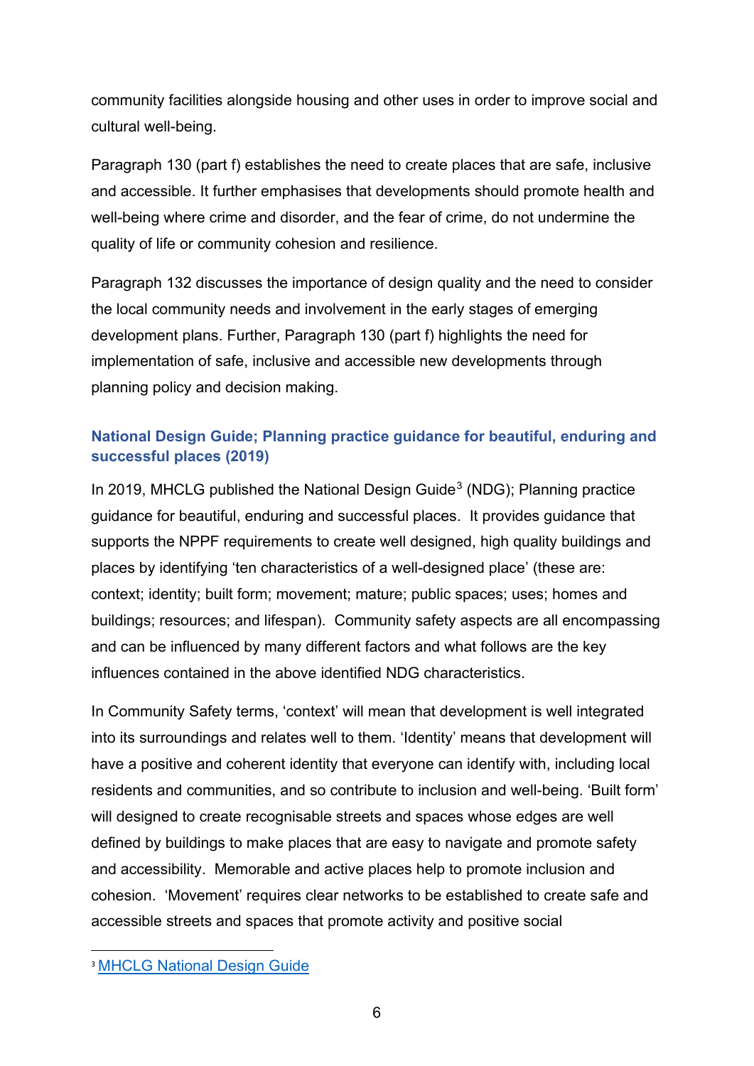community facilities alongside housing and other uses in order to improve social and cultural well-being.

Paragraph 130 (part f) establishes the need to create places that are safe, inclusive and accessible. It further emphasises that developments should promote health and well-being where crime and disorder, and the fear of crime, do not undermine the quality of life or community cohesion and resilience.

Paragraph 132 discusses the importance of design quality and the need to consider the local community needs and involvement in the early stages of emerging development plans. Further, Paragraph 130 (part f) highlights the need for implementation of safe, inclusive and accessible new developments through planning policy and decision making.

### National Design Guide; Planning practice guidance for beautiful, enduring and successful places (2019)

In 2019, MHCLG published the National Design Guide[3] (NDG); Planning practice guidance for beautiful, enduring and successful places. It provides guidance that supports the NPPF requirements to create well designed, high quality buildings and places by identifying 'ten characteristics of a well-designed place' (these are: context; identity; built form; movement; mature; public spaces; uses; homes and buildings; resources; and lifespan). Community safety aspects are all encompassing and can be influenced by many different factors and what follows are the key influences contained in the above identified NDG characteristics.

In Community Safety terms, 'context' will mean that development is well integrated into its surroundings and relates well to them. 'Identity' means that development will have a positive and coherent identity that everyone can identify with, including local residents and communities, and so contribute to inclusion and well-being. 'Built form' will designed to create recognisable streets and spaces whose edges are well defined by buildings to make places that are easy to navigate and promote safety and accessibility. Memorable and active places help to promote inclusion and cohesion. 'Movement' requires clear networks to be established to create safe and accessible streets and spaces that promote activity and positive social

[3] MHCLG National Design Guide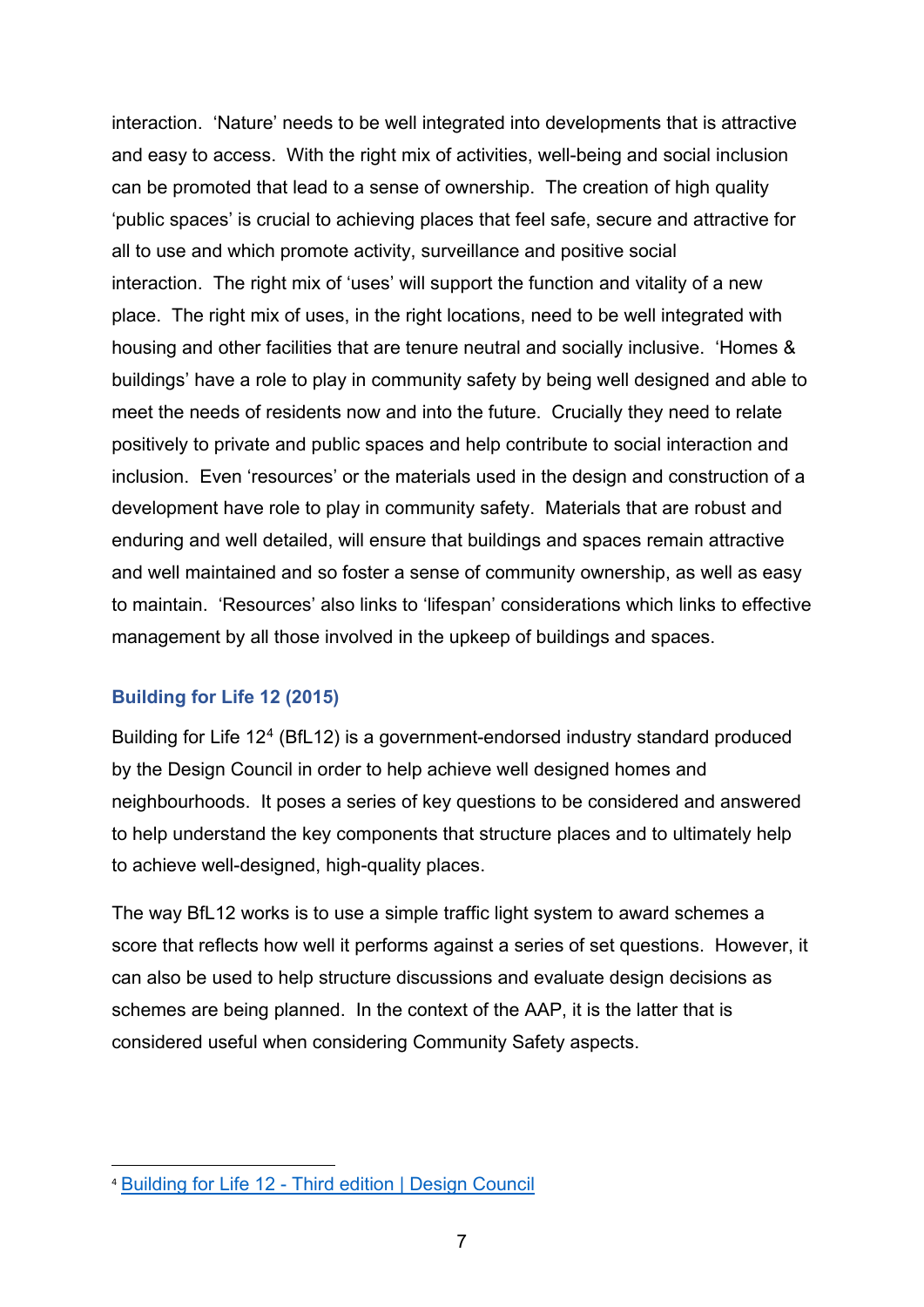interaction. 'Nature' needs to be well integrated into developments that is attractive and easy to access. With the right mix of activities, well-being and social inclusion can be promoted that lead to a sense of ownership. The creation of high quality 'public spaces' is crucial to achieving places that feel safe, secure and attractive for all to use and which promote activity, surveillance and positive social interaction. The right mix of 'uses' will support the function and vitality of a new place. The right mix of uses, in the right locations, need to be well integrated with housing and other facilities that are tenure neutral and socially inclusive. 'Homes & buildings' have a role to play in community safety by being well designed and able to meet the needs of residents now and into the future. Crucially they need to relate positively to private and public spaces and help contribute to social interaction and inclusion. Even 'resources' or the materials used in the design and construction of a development have role to play in community safety. Materials that are robust and enduring and well detailed, will ensure that buildings and spaces remain attractive and well maintained and so foster a sense of community ownership, as well as easy to maintain. 'Resources' also links to 'lifespan' considerations which links to effective management by all those involved in the upkeep of buildings and spaces.

### Building for Life 12 (2015)

Building for Life 12[4] (BfL12) is a government-endorsed industry standard produced by the Design Council in order to help achieve well designed homes and neighbourhoods. It poses a series of key questions to be considered and answered to help understand the key components that structure places and to ultimately help to achieve well-designed, high-quality places.

The way BfL12 works is to use a simple traffic light system to award schemes a score that reflects how well it performs against a series of set questions. However, it can also be used to help structure discussions and evaluate design decisions as schemes are being planned. In the context of the AAP, it is the latter that is considered useful when considering Community Safety aspects.

---

[4] Building for Life 12 - Third edition | Design Council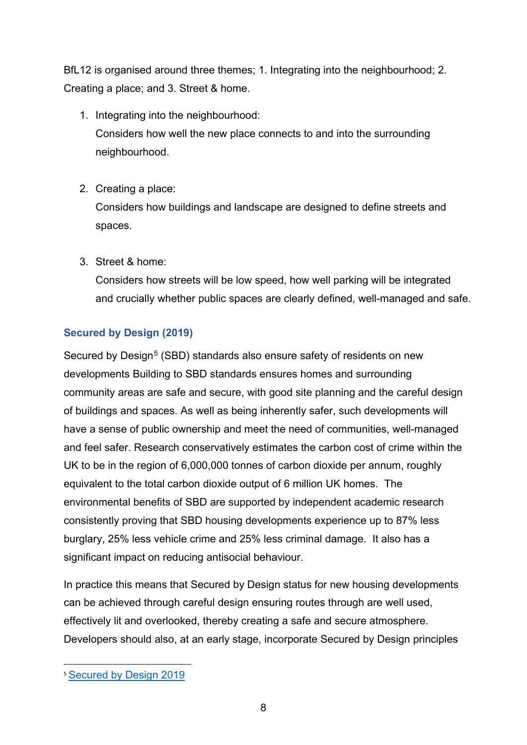BfL12 is organised around three themes; 1. Integrating into the neighbourhood; 2. Creating a place; and 3. Street & home.

1. Integrating into the neighbourhood:
   Considers how well the new place connects to and into the surrounding neighbourhood.

2. Creating a place:
   Considers how buildings and landscape are designed to define streets and spaces.

3. Street & home:
   Considers how streets will be low speed, how well parking will be integrated and crucially whether public spaces are clearly defined, well-managed and safe.

### Secured by Design (2019)

Secured by Design[5] (SBD) standards also ensure safety of residents on new developments Building to SBD standards ensures homes and surrounding community areas are safe and secure, with good site planning and the careful design of buildings and spaces. As well as being inherently safer, such developments will have a sense of public ownership and meet the need of communities, well-managed and feel safer. Research conservatively estimates the carbon cost of crime within the UK to be in the region of 6,000,000 tonnes of carbon dioxide per annum, roughly equivalent to the total carbon dioxide output of 6 million UK homes. The environmental benefits of SBD are supported by independent academic research consistently proving that SBD housing developments experience up to 87% less burglary, 25% less vehicle crime and 25% less criminal damage. It also has a significant impact on reducing antisocial behaviour.

In practice this means that Secured by Design status for new housing developments can be achieved through careful design ensuring routes through are well used, effectively lit and overlooked, thereby creating a safe and secure atmosphere. Developers should also, at an early stage, incorporate Secured by Design principles

[5] Secured by Design 2019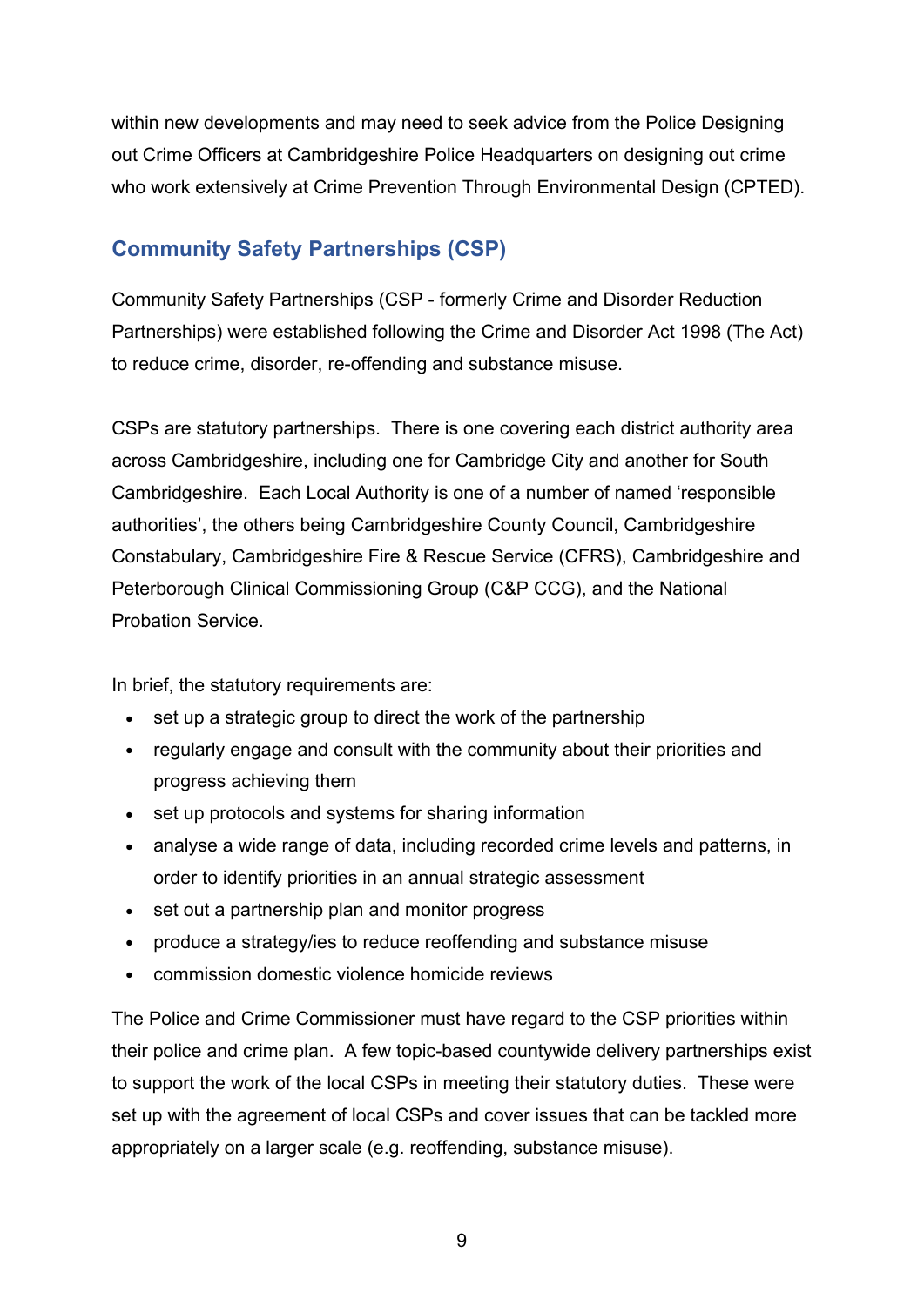within new developments and may need to seek advice from the Police Designing out Crime Officers at Cambridgeshire Police Headquarters on designing out crime who work extensively at Crime Prevention Through Environmental Design (CPTED).

## Community Safety Partnerships (CSP)

Community Safety Partnerships (CSP - formerly Crime and Disorder Reduction Partnerships) were established following the Crime and Disorder Act 1998 (The Act) to reduce crime, disorder, re-offending and substance misuse.

CSPs are statutory partnerships. There is one covering each district authority area across Cambridgeshire, including one for Cambridge City and another for South Cambridgeshire. Each Local Authority is one of a number of named 'responsible authorities', the others being Cambridgeshire County Council, Cambridgeshire Constabulary, Cambridgeshire Fire & Rescue Service (CFRS), Cambridgeshire and Peterborough Clinical Commissioning Group (C&P CCG), and the National Probation Service.

In brief, the statutory requirements are:

- set up a strategic group to direct the work of the partnership
- regularly engage and consult with the community about their priorities and progress achieving them
- set up protocols and systems for sharing information
- analyse a wide range of data, including recorded crime levels and patterns, in order to identify priorities in an annual strategic assessment
- set out a partnership plan and monitor progress
- produce a strategy/ies to reduce reoffending and substance misuse
- commission domestic violence homicide reviews

The Police and Crime Commissioner must have regard to the CSP priorities within their police and crime plan. A few topic-based countywide delivery partnerships exist to support the work of the local CSPs in meeting their statutory duties. These were set up with the agreement of local CSPs and cover issues that can be tackled more appropriately on a larger scale (e.g. reoffending, substance misuse).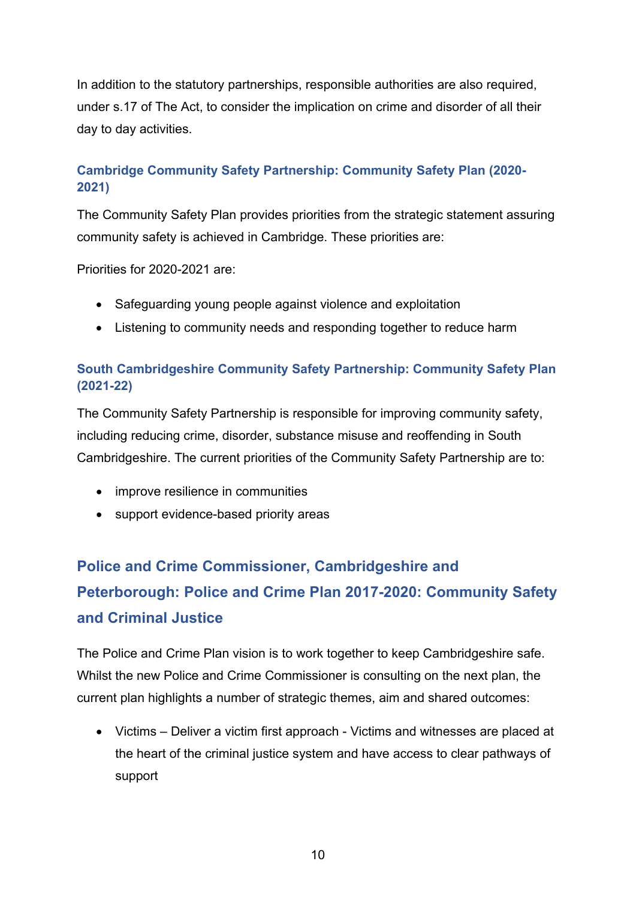In addition to the statutory partnerships, responsible authorities are also required, under s.17 of The Act, to consider the implication on crime and disorder of all their day to day activities.

### Cambridge Community Safety Partnership: Community Safety Plan (2020-2021)

The Community Safety Plan provides priorities from the strategic statement assuring community safety is achieved in Cambridge. These priorities are:

Priorities for 2020-2021 are:

- Safeguarding young people against violence and exploitation
- Listening to community needs and responding together to reduce harm

### South Cambridgeshire Community Safety Partnership: Community Safety Plan (2021-22)

The Community Safety Partnership is responsible for improving community safety, including reducing crime, disorder, substance misuse and reoffending in South Cambridgeshire. The current priorities of the Community Safety Partnership are to:

- improve resilience in communities
- support evidence-based priority areas

## Police and Crime Commissioner, Cambridgeshire and Peterborough: Police and Crime Plan 2017-2020: Community Safety and Criminal Justice

The Police and Crime Plan vision is to work together to keep Cambridgeshire safe. Whilst the new Police and Crime Commissioner is consulting on the next plan, the current plan highlights a number of strategic themes, aim and shared outcomes:

- Victims – Deliver a victim first approach - Victims and witnesses are placed at the heart of the criminal justice system and have access to clear pathways of support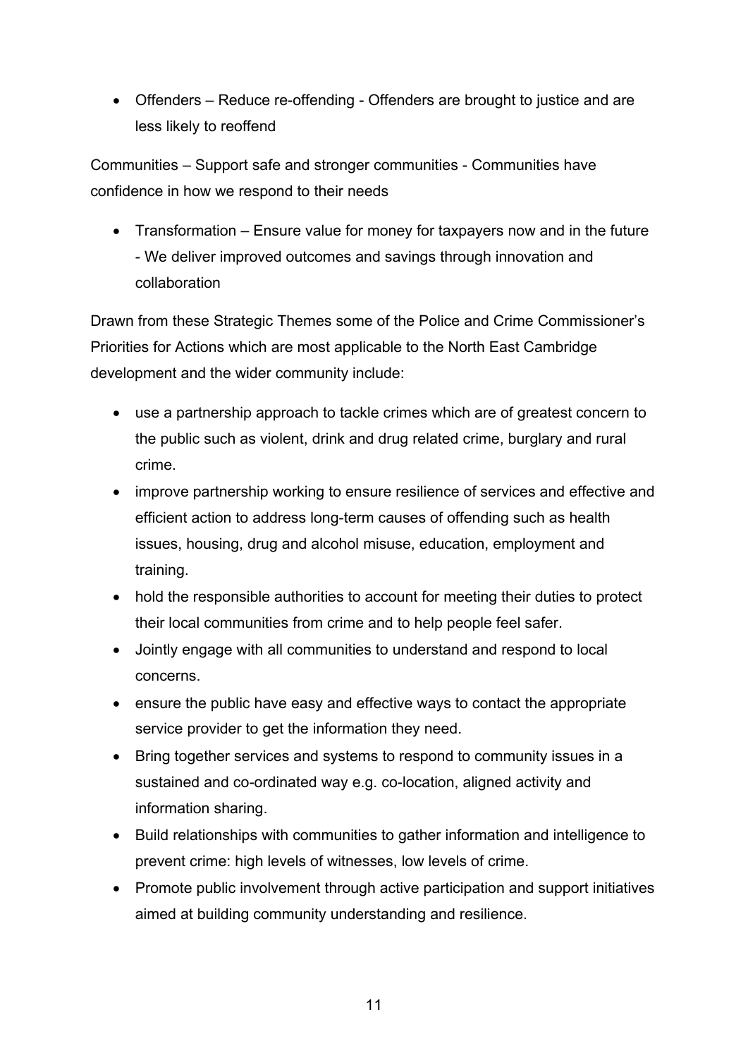- Offenders – Reduce re-offending - Offenders are brought to justice and are less likely to reoffend

Communities – Support safe and stronger communities - Communities have confidence in how we respond to their needs

- Transformation – Ensure value for money for taxpayers now and in the future - We deliver improved outcomes and savings through innovation and collaboration

Drawn from these Strategic Themes some of the Police and Crime Commissioner's Priorities for Actions which are most applicable to the North East Cambridge development and the wider community include:

- use a partnership approach to tackle crimes which are of greatest concern to the public such as violent, drink and drug related crime, burglary and rural crime.
- improve partnership working to ensure resilience of services and effective and efficient action to address long-term causes of offending such as health issues, housing, drug and alcohol misuse, education, employment and training.
- hold the responsible authorities to account for meeting their duties to protect their local communities from crime and to help people feel safer.
- Jointly engage with all communities to understand and respond to local concerns.
- ensure the public have easy and effective ways to contact the appropriate service provider to get the information they need.
- Bring together services and systems to respond to community issues in a sustained and co-ordinated way e.g. co-location, aligned activity and information sharing.
- Build relationships with communities to gather information and intelligence to prevent crime: high levels of witnesses, low levels of crime.
- Promote public involvement through active participation and support initiatives aimed at building community understanding and resilience.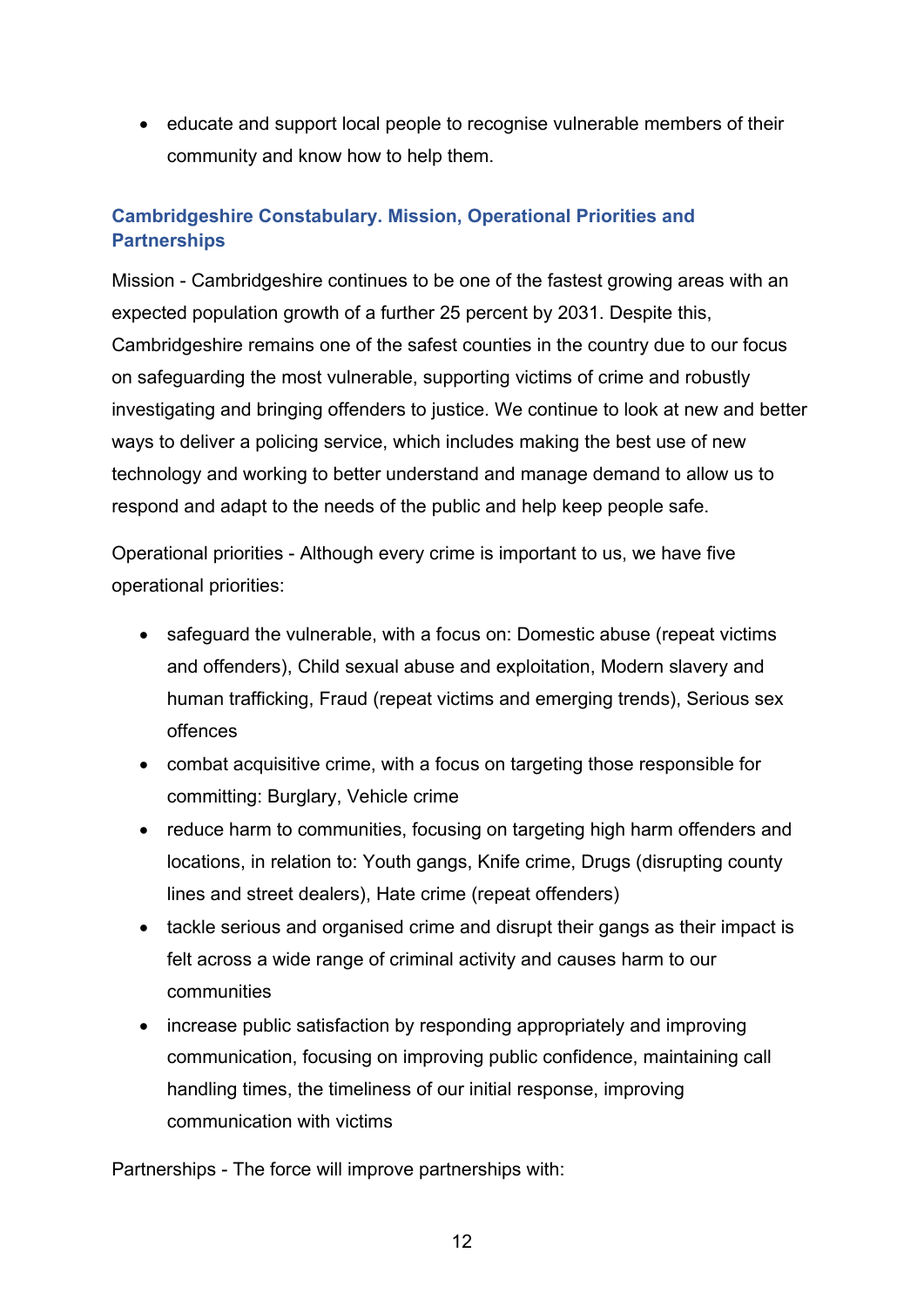- educate and support local people to recognise vulnerable members of their community and know how to help them.

### Cambridgeshire Constabulary. Mission, Operational Priorities and Partnerships

Mission - Cambridgeshire continues to be one of the fastest growing areas with an expected population growth of a further 25 percent by 2031. Despite this, Cambridgeshire remains one of the safest counties in the country due to our focus on safeguarding the most vulnerable, supporting victims of crime and robustly investigating and bringing offenders to justice. We continue to look at new and better ways to deliver a policing service, which includes making the best use of new technology and working to better understand and manage demand to allow us to respond and adapt to the needs of the public and help keep people safe.

Operational priorities - Although every crime is important to us, we have five operational priorities:

- safeguard the vulnerable, with a focus on: Domestic abuse (repeat victims and offenders), Child sexual abuse and exploitation, Modern slavery and human trafficking, Fraud (repeat victims and emerging trends), Serious sex offences
- combat acquisitive crime, with a focus on targeting those responsible for committing: Burglary, Vehicle crime
- reduce harm to communities, focusing on targeting high harm offenders and locations, in relation to: Youth gangs, Knife crime, Drugs (disrupting county lines and street dealers), Hate crime (repeat offenders)
- tackle serious and organised crime and disrupt their gangs as their impact is felt across a wide range of criminal activity and causes harm to our communities
- increase public satisfaction by responding appropriately and improving communication, focusing on improving public confidence, maintaining call handling times, the timeliness of our initial response, improving communication with victims

Partnerships - The force will improve partnerships with: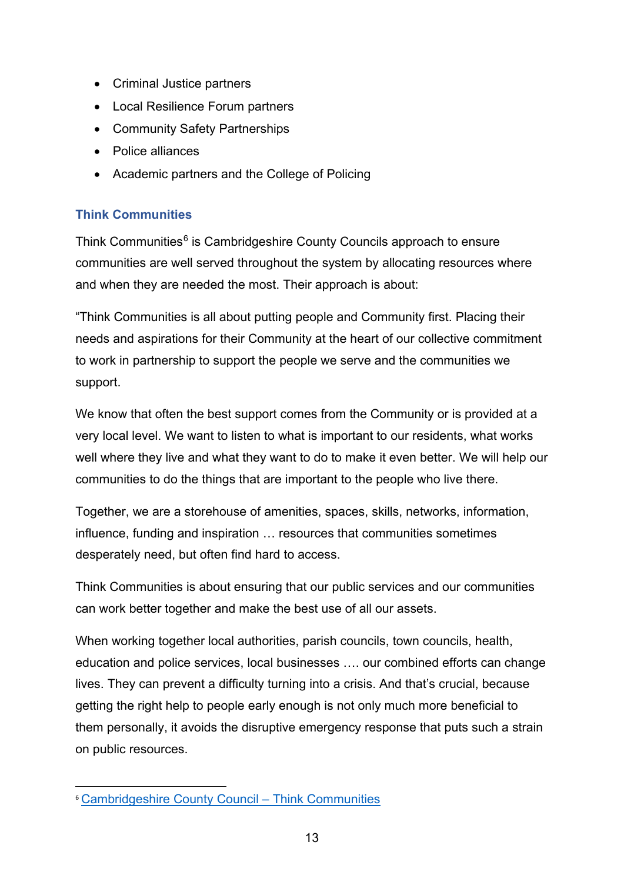- Criminal Justice partners
- Local Resilience Forum partners
- Community Safety Partnerships
- Police alliances
- Academic partners and the College of Policing

### Think Communities

Think Communities[6] is Cambridgeshire County Councils approach to ensure communities are well served throughout the system by allocating resources where and when they are needed the most. Their approach is about:

"Think Communities is all about putting people and Community first. Placing their needs and aspirations for their Community at the heart of our collective commitment to work in partnership to support the people we serve and the communities we support.

We know that often the best support comes from the Community or is provided at a very local level. We want to listen to what is important to our residents, what works well where they live and what they want to do to make it even better. We will help our communities to do the things that are important to the people who live there.

Together, we are a storehouse of amenities, spaces, skills, networks, information, influence, funding and inspiration … resources that communities sometimes desperately need, but often find hard to access.

Think Communities is about ensuring that our public services and our communities can work better together and make the best use of all our assets.

When working together local authorities, parish councils, town councils, health, education and police services, local businesses …. our combined efforts can change lives. They can prevent a difficulty turning into a crisis. And that's crucial, because getting the right help to people early enough is not only much more beneficial to them personally, it avoids the disruptive emergency response that puts such a strain on public resources.

---

[6] Cambridgeshire County Council – Think Communities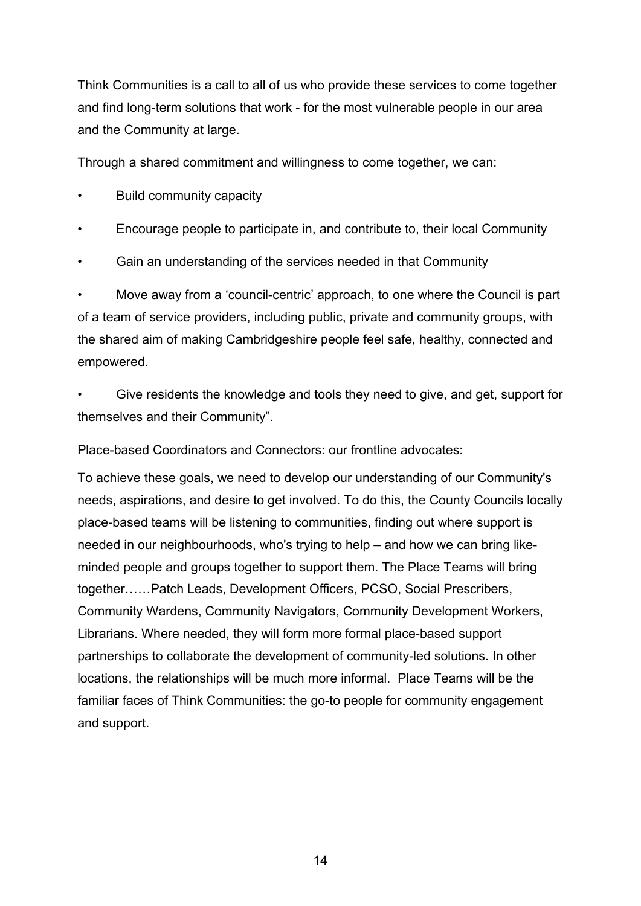Think Communities is a call to all of us who provide these services to come together and find long-term solutions that work - for the most vulnerable people in our area and the Community at large.

Through a shared commitment and willingness to come together, we can:

- Build community capacity
- Encourage people to participate in, and contribute to, their local Community
- Gain an understanding of the services needed in that Community
- Move away from a 'council-centric' approach, to one where the Council is part of a team of service providers, including public, private and community groups, with the shared aim of making Cambridgeshire people feel safe, healthy, connected and empowered.
- Give residents the knowledge and tools they need to give, and get, support for themselves and their Community".

Place-based Coordinators and Connectors: our frontline advocates:

To achieve these goals, we need to develop our understanding of our Community's needs, aspirations, and desire to get involved. To do this, the County Councils locally place-based teams will be listening to communities, finding out where support is needed in our neighbourhoods, who's trying to help – and how we can bring like-minded people and groups together to support them. The Place Teams will bring together……Patch Leads, Development Officers, PCSO, Social Prescribers, Community Wardens, Community Navigators, Community Development Workers, Librarians. Where needed, they will form more formal place-based support partnerships to collaborate the development of community-led solutions. In other locations, the relationships will be much more informal. Place Teams will be the familiar faces of Think Communities: the go-to people for community engagement and support.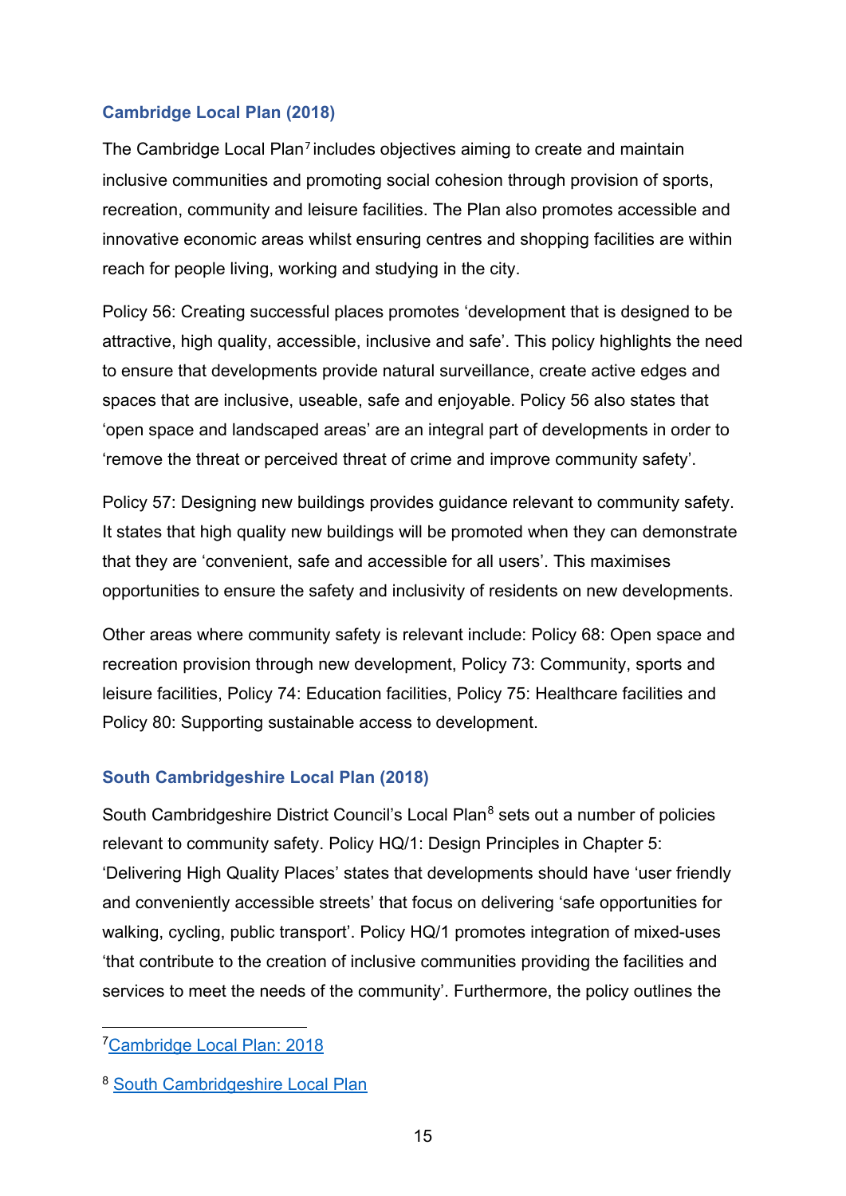### Cambridge Local Plan (2018)

The Cambridge Local Plan[7] includes objectives aiming to create and maintain inclusive communities and promoting social cohesion through provision of sports, recreation, community and leisure facilities. The Plan also promotes accessible and innovative economic areas whilst ensuring centres and shopping facilities are within reach for people living, working and studying in the city.

Policy 56: Creating successful places promotes 'development that is designed to be attractive, high quality, accessible, inclusive and safe'. This policy highlights the need to ensure that developments provide natural surveillance, create active edges and spaces that are inclusive, useable, safe and enjoyable. Policy 56 also states that 'open space and landscaped areas' are an integral part of developments in order to 'remove the threat or perceived threat of crime and improve community safety'.

Policy 57: Designing new buildings provides guidance relevant to community safety. It states that high quality new buildings will be promoted when they can demonstrate that they are 'convenient, safe and accessible for all users'. This maximises opportunities to ensure the safety and inclusivity of residents on new developments.

Other areas where community safety is relevant include: Policy 68: Open space and recreation provision through new development, Policy 73: Community, sports and leisure facilities, Policy 74: Education facilities, Policy 75: Healthcare facilities and Policy 80: Supporting sustainable access to development.

### South Cambridgeshire Local Plan (2018)

South Cambridgeshire District Council's Local Plan[8] sets out a number of policies relevant to community safety. Policy HQ/1: Design Principles in Chapter 5: 'Delivering High Quality Places' states that developments should have 'user friendly and conveniently accessible streets' that focus on delivering 'safe opportunities for walking, cycling, public transport'. Policy HQ/1 promotes integration of mixed-uses 'that contribute to the creation of inclusive communities providing the facilities and services to meet the needs of the community'. Furthermore, the policy outlines the

---

[7] Cambridge Local Plan: 2018

[8] South Cambridgeshire Local Plan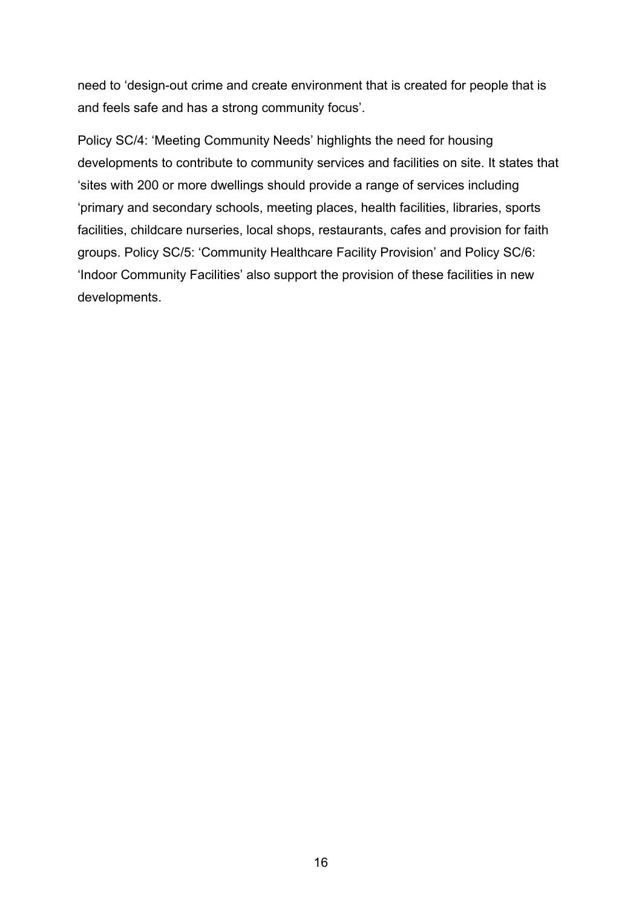need to 'design-out crime and create environment that is created for people that is and feels safe and has a strong community focus'.

Policy SC/4: 'Meeting Community Needs' highlights the need for housing developments to contribute to community services and facilities on site. It states that 'sites with 200 or more dwellings should provide a range of services including 'primary and secondary schools, meeting places, health facilities, libraries, sports facilities, childcare nurseries, local shops, restaurants, cafes and provision for faith groups. Policy SC/5: 'Community Healthcare Facility Provision' and Policy SC/6: 'Indoor Community Facilities' also support the provision of these facilities in new developments.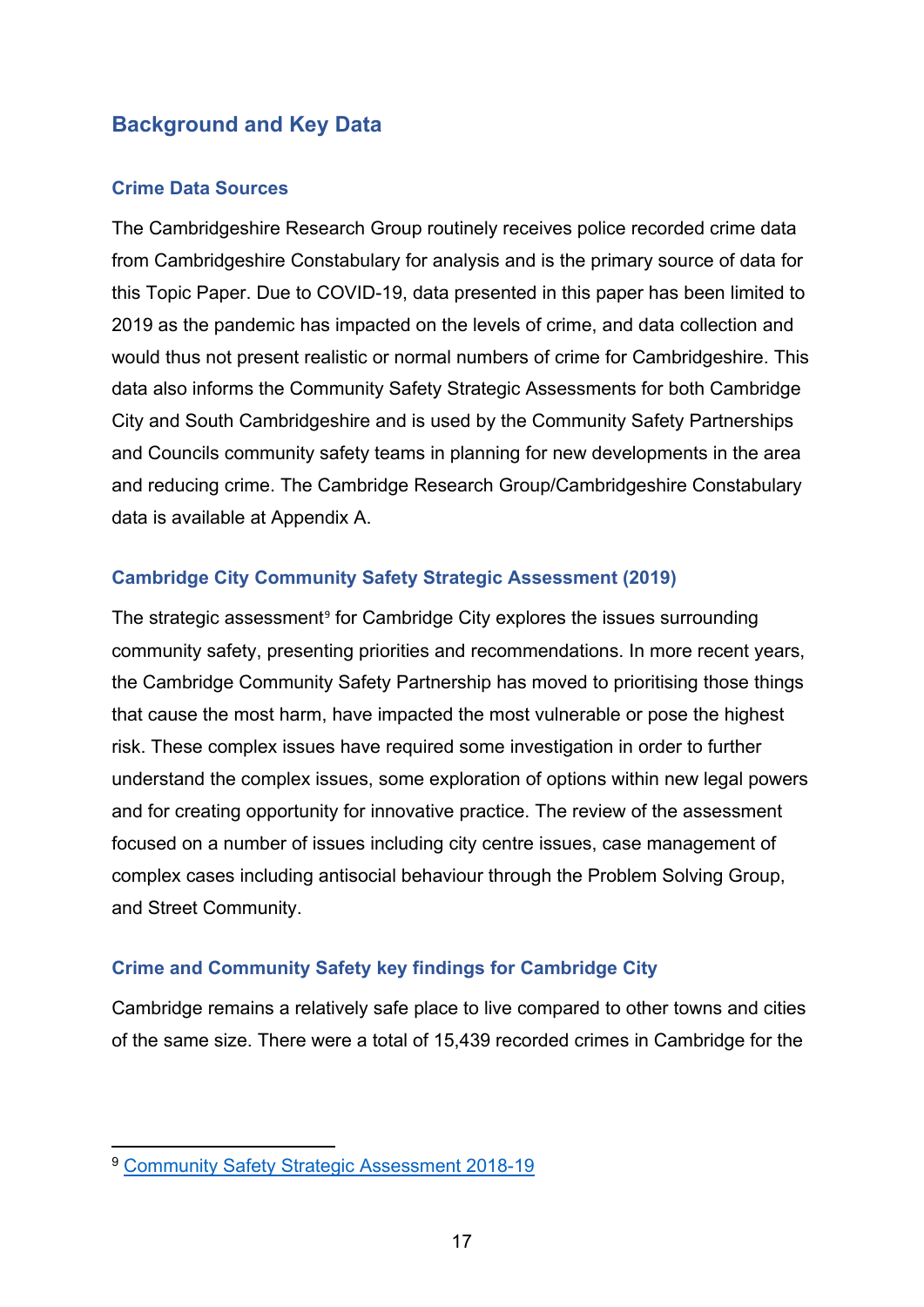## Background and Key Data

### Crime Data Sources

The Cambridgeshire Research Group routinely receives police recorded crime data from Cambridgeshire Constabulary for analysis and is the primary source of data for this Topic Paper. Due to COVID-19, data presented in this paper has been limited to 2019 as the pandemic has impacted on the levels of crime, and data collection and would thus not present realistic or normal numbers of crime for Cambridgeshire. This data also informs the Community Safety Strategic Assessments for both Cambridge City and South Cambridgeshire and is used by the Community Safety Partnerships and Councils community safety teams in planning for new developments in the area and reducing crime. The Cambridge Research Group/Cambridgeshire Constabulary data is available at Appendix A.

### Cambridge City Community Safety Strategic Assessment (2019)

The strategic assessment[9] for Cambridge City explores the issues surrounding community safety, presenting priorities and recommendations. In more recent years, the Cambridge Community Safety Partnership has moved to prioritising those things that cause the most harm, have impacted the most vulnerable or pose the highest risk. These complex issues have required some investigation in order to further understand the complex issues, some exploration of options within new legal powers and for creating opportunity for innovative practice. The review of the assessment focused on a number of issues including city centre issues, case management of complex cases including antisocial behaviour through the Problem Solving Group, and Street Community.

### Crime and Community Safety key findings for Cambridge City

Cambridge remains a relatively safe place to live compared to other towns and cities of the same size. There were a total of 15,439 recorded crimes in Cambridge for the

---

[9] Community Safety Strategic Assessment 2018-19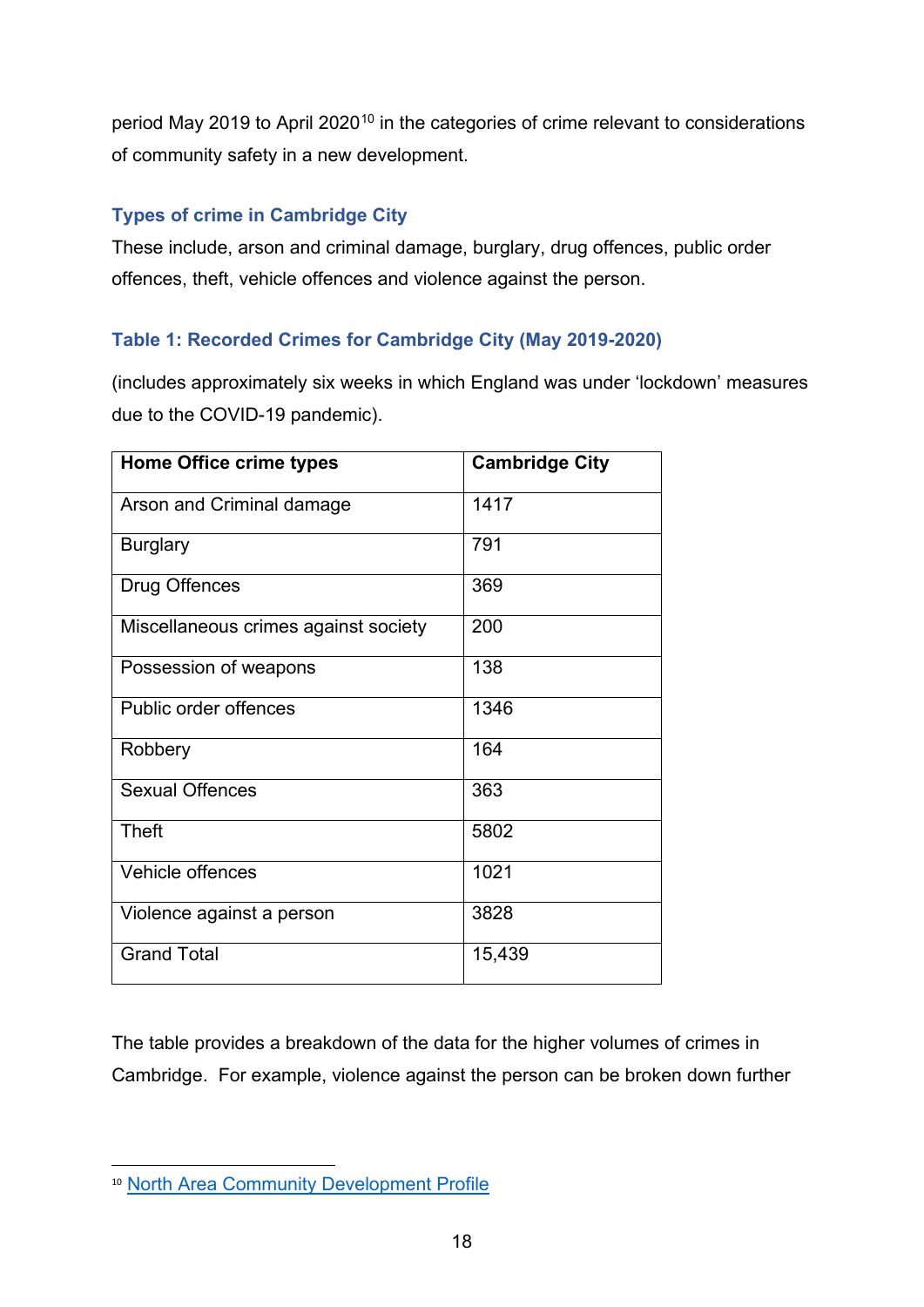period May 2019 to April 2020[10] in the categories of crime relevant to considerations of community safety in a new development.

### Types of crime in Cambridge City

These include, arson and criminal damage, burglary, drug offences, public order offences, theft, vehicle offences and violence against the person.

### Table 1: Recorded Crimes for Cambridge City (May 2019-2020)

(includes approximately six weeks in which England was under 'lockdown' measures due to the COVID-19 pandemic).

| Home Office crime types | Cambridge City |
|---|---|
| Arson and Criminal damage | 1417 |
| Burglary | 791 |
| Drug Offences | 369 |
| Miscellaneous crimes against society | 200 |
| Possession of weapons | 138 |
| Public order offences | 1346 |
| Robbery | 164 |
| Sexual Offences | 363 |
| Theft | 5802 |
| Vehicle offences | 1021 |
| Violence against a person | 3828 |
| Grand Total | 15,439 |

The table provides a breakdown of the data for the higher volumes of crimes in Cambridge. For example, violence against the person can be broken down further

---

[10] North Area Community Development Profile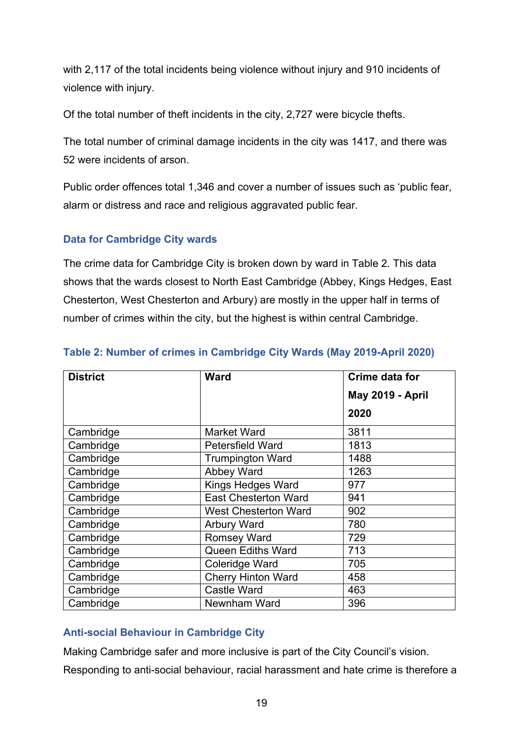with 2,117 of the total incidents being violence without injury and 910 incidents of violence with injury.

Of the total number of theft incidents in the city, 2,727 were bicycle thefts.

The total number of criminal damage incidents in the city was 1417, and there was 52 were incidents of arson.

Public order offences total 1,346 and cover a number of issues such as 'public fear, alarm or distress and race and religious aggravated public fear.

### Data for Cambridge City wards

The crime data for Cambridge City is broken down by ward in Table 2. This data shows that the wards closest to North East Cambridge (Abbey, Kings Hedges, East Chesterton, West Chesterton and Arbury) are mostly in the upper half in terms of number of crimes within the city, but the highest is within central Cambridge.

**Table 2: Number of crimes in Cambridge City Wards (May 2019-April 2020)**

| District | Ward | Crime data for May 2019 - April 2020 |
|---|---|---|
| Cambridge | Market Ward | 3811 |
| Cambridge | Petersfield Ward | 1813 |
| Cambridge | Trumpington Ward | 1488 |
| Cambridge | Abbey Ward | 1263 |
| Cambridge | Kings Hedges Ward | 977 |
| Cambridge | East Chesterton Ward | 941 |
| Cambridge | West Chesterton Ward | 902 |
| Cambridge | Arbury Ward | 780 |
| Cambridge | Romsey Ward | 729 |
| Cambridge | Queen Ediths Ward | 713 |
| Cambridge | Coleridge Ward | 705 |
| Cambridge | Cherry Hinton Ward | 458 |
| Cambridge | Castle Ward | 463 |
| Cambridge | Newnham Ward | 396 |

### Anti-social Behaviour in Cambridge City

Making Cambridge safer and more inclusive is part of the City Council's vision. Responding to anti-social behaviour, racial harassment and hate crime is therefore a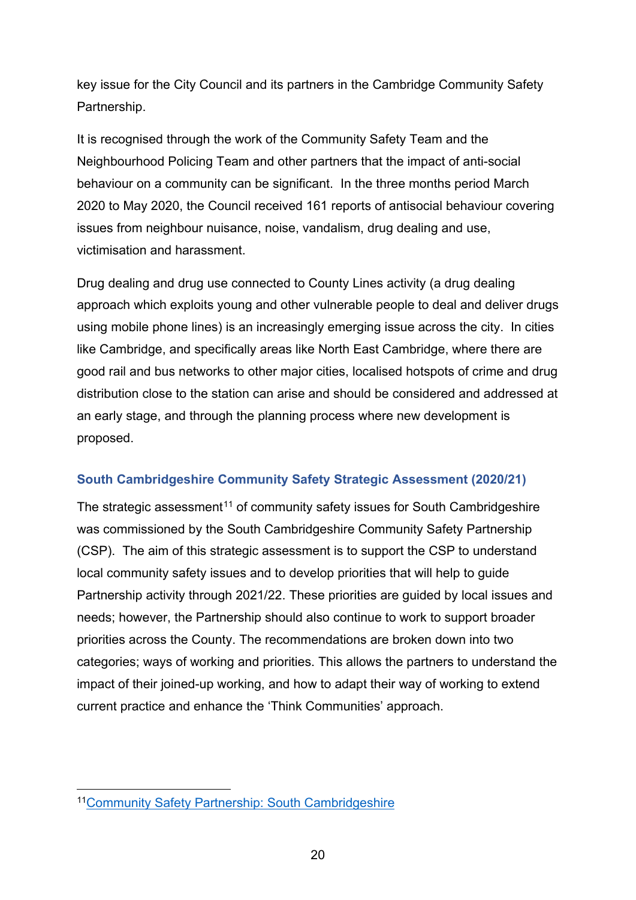key issue for the City Council and its partners in the Cambridge Community Safety Partnership.

It is recognised through the work of the Community Safety Team and the Neighbourhood Policing Team and other partners that the impact of anti-social behaviour on a community can be significant. In the three months period March 2020 to May 2020, the Council received 161 reports of antisocial behaviour covering issues from neighbour nuisance, noise, vandalism, drug dealing and use, victimisation and harassment.

Drug dealing and drug use connected to County Lines activity (a drug dealing approach which exploits young and other vulnerable people to deal and deliver drugs using mobile phone lines) is an increasingly emerging issue across the city. In cities like Cambridge, and specifically areas like North East Cambridge, where there are good rail and bus networks to other major cities, localised hotspots of crime and drug distribution close to the station can arise and should be considered and addressed at an early stage, and through the planning process where new development is proposed.

### South Cambridgeshire Community Safety Strategic Assessment (2020/21)

The strategic assessment[11] of community safety issues for South Cambridgeshire was commissioned by the South Cambridgeshire Community Safety Partnership (CSP). The aim of this strategic assessment is to support the CSP to understand local community safety issues and to develop priorities that will help to guide Partnership activity through 2021/22. These priorities are guided by local issues and needs; however, the Partnership should also continue to work to support broader priorities across the County. The recommendations are broken down into two categories; ways of working and priorities. This allows the partners to understand the impact of their joined-up working, and how to adapt their way of working to extend current practice and enhance the 'Think Communities' approach.

[11] Community Safety Partnership: South Cambridgeshire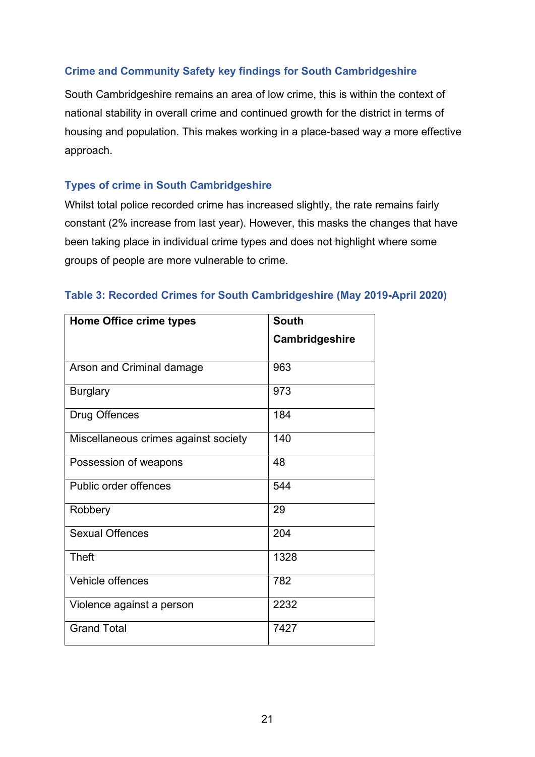### Crime and Community Safety key findings for South Cambridgeshire

South Cambridgeshire remains an area of low crime, this is within the context of national stability in overall crime and continued growth for the district in terms of housing and population. This makes working in a place-based way a more effective approach.

### Types of crime in South Cambridgeshire

Whilst total police recorded crime has increased slightly, the rate remains fairly constant (2% increase from last year). However, this masks the changes that have been taking place in individual crime types and does not highlight where some groups of people are more vulnerable to crime.

**Table 3: Recorded Crimes for South Cambridgeshire (May 2019-April 2020)**

| Home Office crime types | South Cambridgeshire |
|---|---|
| Arson and Criminal damage | 963 |
| Burglary | 973 |
| Drug Offences | 184 |
| Miscellaneous crimes against society | 140 |
| Possession of weapons | 48 |
| Public order offences | 544 |
| Robbery | 29 |
| Sexual Offences | 204 |
| Theft | 1328 |
| Vehicle offences | 782 |
| Violence against a person | 2232 |
| Grand Total | 7427 |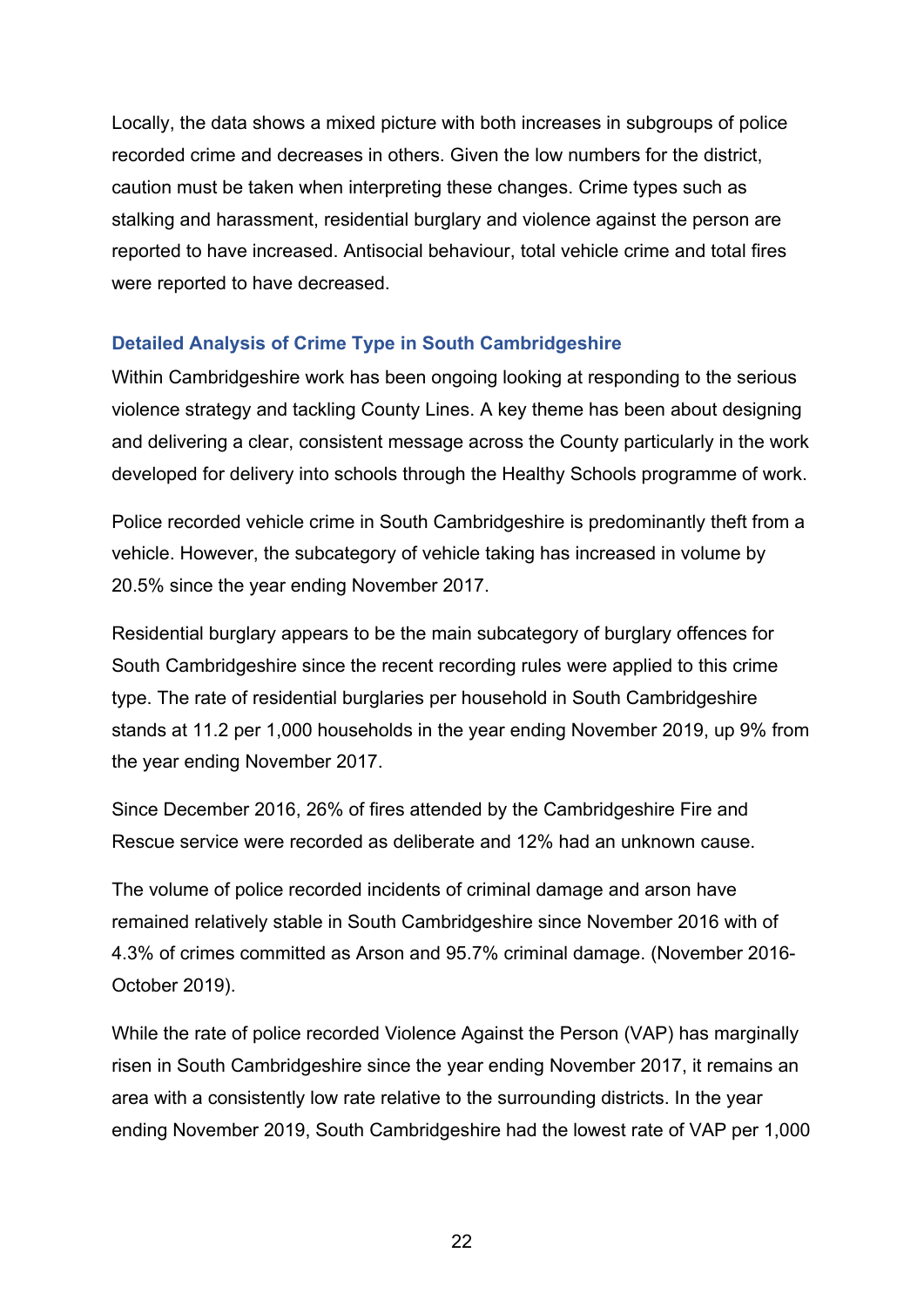Locally, the data shows a mixed picture with both increases in subgroups of police recorded crime and decreases in others. Given the low numbers for the district, caution must be taken when interpreting these changes. Crime types such as stalking and harassment, residential burglary and violence against the person are reported to have increased. Antisocial behaviour, total vehicle crime and total fires were reported to have decreased.

### Detailed Analysis of Crime Type in South Cambridgeshire

Within Cambridgeshire work has been ongoing looking at responding to the serious violence strategy and tackling County Lines. A key theme has been about designing and delivering a clear, consistent message across the County particularly in the work developed for delivery into schools through the Healthy Schools programme of work.

Police recorded vehicle crime in South Cambridgeshire is predominantly theft from a vehicle. However, the subcategory of vehicle taking has increased in volume by 20.5% since the year ending November 2017.

Residential burglary appears to be the main subcategory of burglary offences for South Cambridgeshire since the recent recording rules were applied to this crime type. The rate of residential burglaries per household in South Cambridgeshire stands at 11.2 per 1,000 households in the year ending November 2019, up 9% from the year ending November 2017.

Since December 2016, 26% of fires attended by the Cambridgeshire Fire and Rescue service were recorded as deliberate and 12% had an unknown cause.

The volume of police recorded incidents of criminal damage and arson have remained relatively stable in South Cambridgeshire since November 2016 with of 4.3% of crimes committed as Arson and 95.7% criminal damage. (November 2016-October 2019).

While the rate of police recorded Violence Against the Person (VAP) has marginally risen in South Cambridgeshire since the year ending November 2017, it remains an area with a consistently low rate relative to the surrounding districts. In the year ending November 2019, South Cambridgeshire had the lowest rate of VAP per 1,000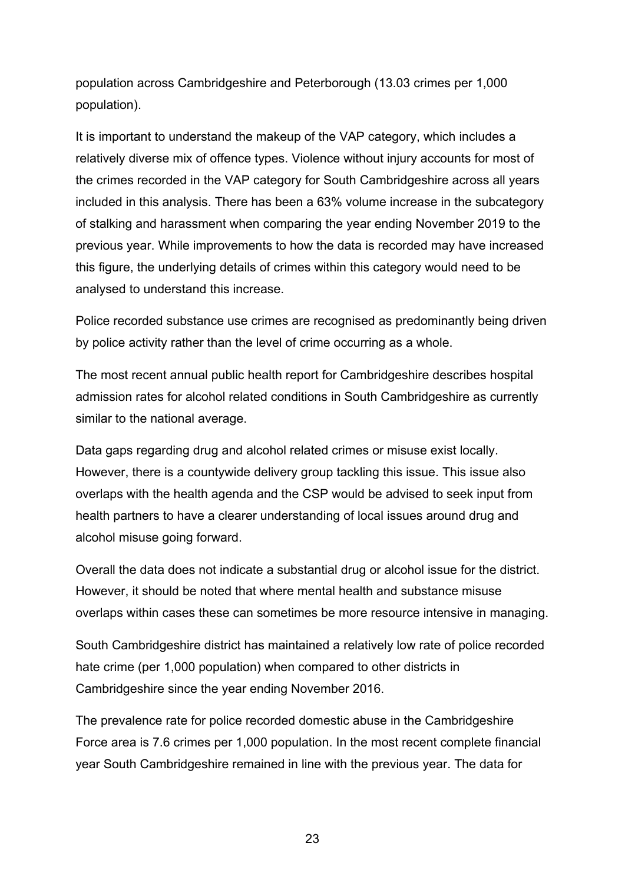population across Cambridgeshire and Peterborough (13.03 crimes per 1,000 population).

It is important to understand the makeup of the VAP category, which includes a relatively diverse mix of offence types. Violence without injury accounts for most of the crimes recorded in the VAP category for South Cambridgeshire across all years included in this analysis. There has been a 63% volume increase in the subcategory of stalking and harassment when comparing the year ending November 2019 to the previous year. While improvements to how the data is recorded may have increased this figure, the underlying details of crimes within this category would need to be analysed to understand this increase.

Police recorded substance use crimes are recognised as predominantly being driven by police activity rather than the level of crime occurring as a whole.

The most recent annual public health report for Cambridgeshire describes hospital admission rates for alcohol related conditions in South Cambridgeshire as currently similar to the national average.

Data gaps regarding drug and alcohol related crimes or misuse exist locally. However, there is a countywide delivery group tackling this issue. This issue also overlaps with the health agenda and the CSP would be advised to seek input from health partners to have a clearer understanding of local issues around drug and alcohol misuse going forward.

Overall the data does not indicate a substantial drug or alcohol issue for the district. However, it should be noted that where mental health and substance misuse overlaps within cases these can sometimes be more resource intensive in managing.

South Cambridgeshire district has maintained a relatively low rate of police recorded hate crime (per 1,000 population) when compared to other districts in Cambridgeshire since the year ending November 2016.

The prevalence rate for police recorded domestic abuse in the Cambridgeshire Force area is 7.6 crimes per 1,000 population. In the most recent complete financial year South Cambridgeshire remained in line with the previous year. The data for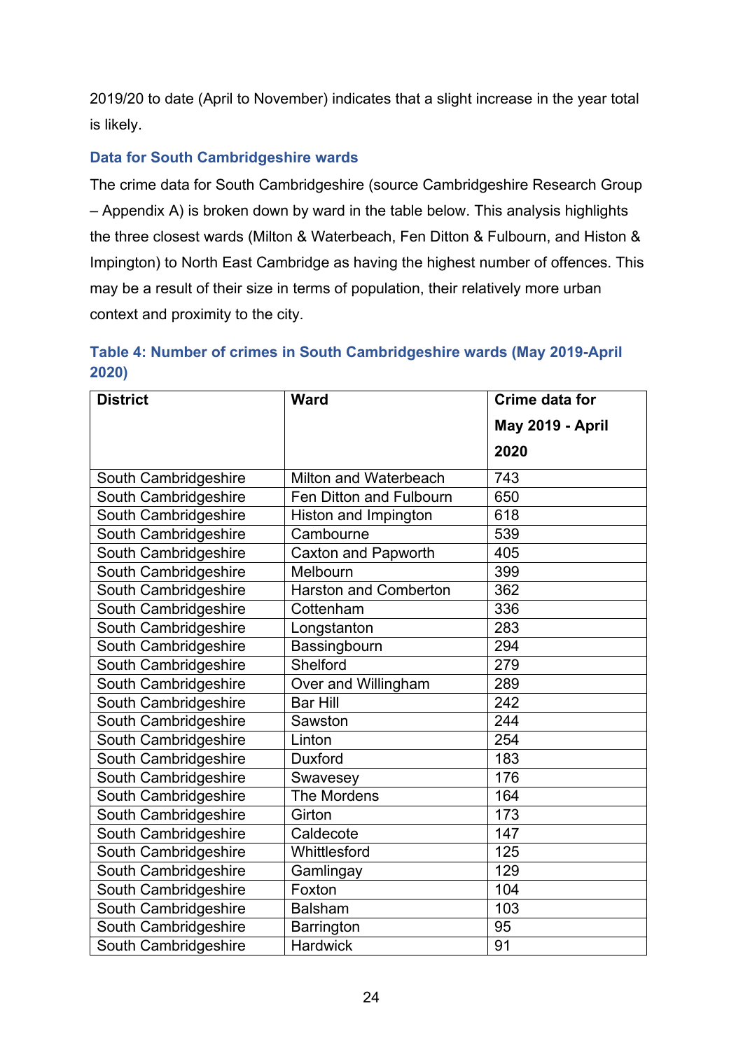2019/20 to date (April to November) indicates that a slight increase in the year total is likely.

### Data for South Cambridgeshire wards

The crime data for South Cambridgeshire (source Cambridgeshire Research Group – Appendix A) is broken down by ward in the table below. This analysis highlights the three closest wards (Milton & Waterbeach, Fen Ditton & Fulbourn, and Histon & Impington) to North East Cambridge as having the highest number of offences. This may be a result of their size in terms of population, their relatively more urban context and proximity to the city.

### Table 4: Number of crimes in South Cambridgeshire wards (May 2019-April 2020)

| District | Ward | Crime data for May 2019 - April 2020 |
|---|---|---|
| South Cambridgeshire | Milton and Waterbeach | 743 |
| South Cambridgeshire | Fen Ditton and Fulbourn | 650 |
| South Cambridgeshire | Histon and Impington | 618 |
| South Cambridgeshire | Cambourne | 539 |
| South Cambridgeshire | Caxton and Papworth | 405 |
| South Cambridgeshire | Melbourn | 399 |
| South Cambridgeshire | Harston and Comberton | 362 |
| South Cambridgeshire | Cottenham | 336 |
| South Cambridgeshire | Longstanton | 283 |
| South Cambridgeshire | Bassingbourn | 294 |
| South Cambridgeshire | Shelford | 279 |
| South Cambridgeshire | Over and Willingham | 289 |
| South Cambridgeshire | Bar Hill | 242 |
| South Cambridgeshire | Sawston | 244 |
| South Cambridgeshire | Linton | 254 |
| South Cambridgeshire | Duxford | 183 |
| South Cambridgeshire | Swavesey | 176 |
| South Cambridgeshire | The Mordens | 164 |
| South Cambridgeshire | Girton | 173 |
| South Cambridgeshire | Caldecote | 147 |
| South Cambridgeshire | Whittlesford | 125 |
| South Cambridgeshire | Gamlingay | 129 |
| South Cambridgeshire | Foxton | 104 |
| South Cambridgeshire | Balsham | 103 |
| South Cambridgeshire | Barrington | 95 |
| South Cambridgeshire | Hardwick | 91 |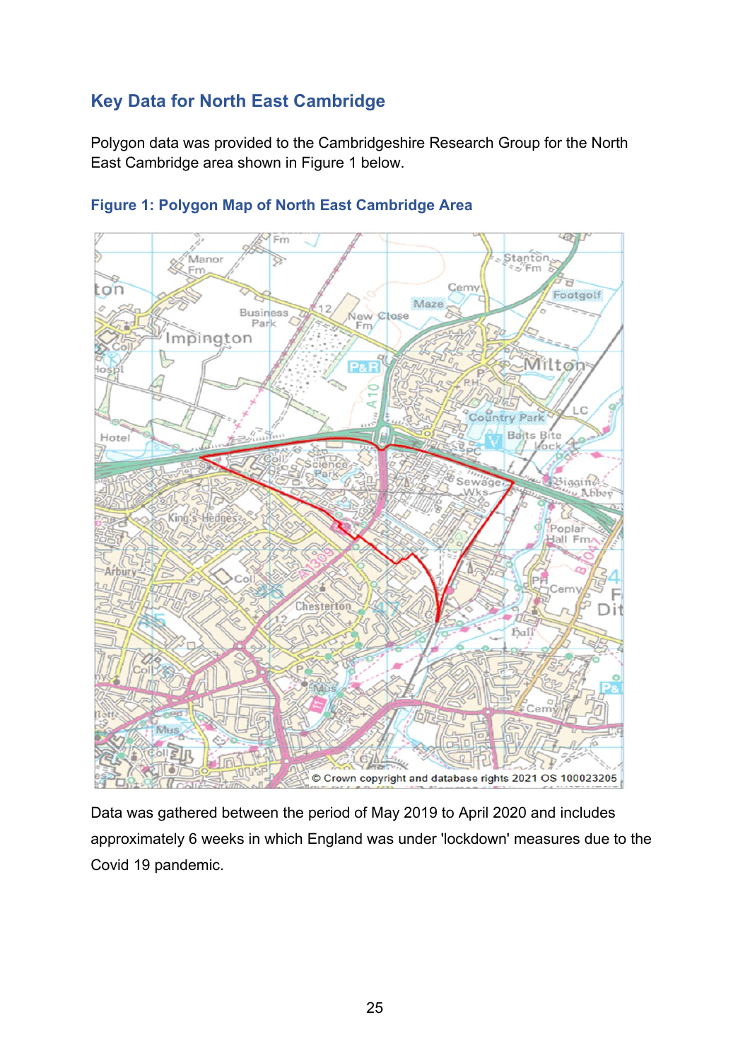## Key Data for North East Cambridge

Polygon data was provided to the Cambridgeshire Research Group for the North East Cambridge area shown in Figure 1 below.

### Figure 1: Polygon Map of North East Cambridge Area

© Crown copyright and database rights 2021 OS 100023205

Data was gathered between the period of May 2019 to April 2020 and includes approximately 6 weeks in which England was under 'lockdown' measures due to the Covid 19 pandemic.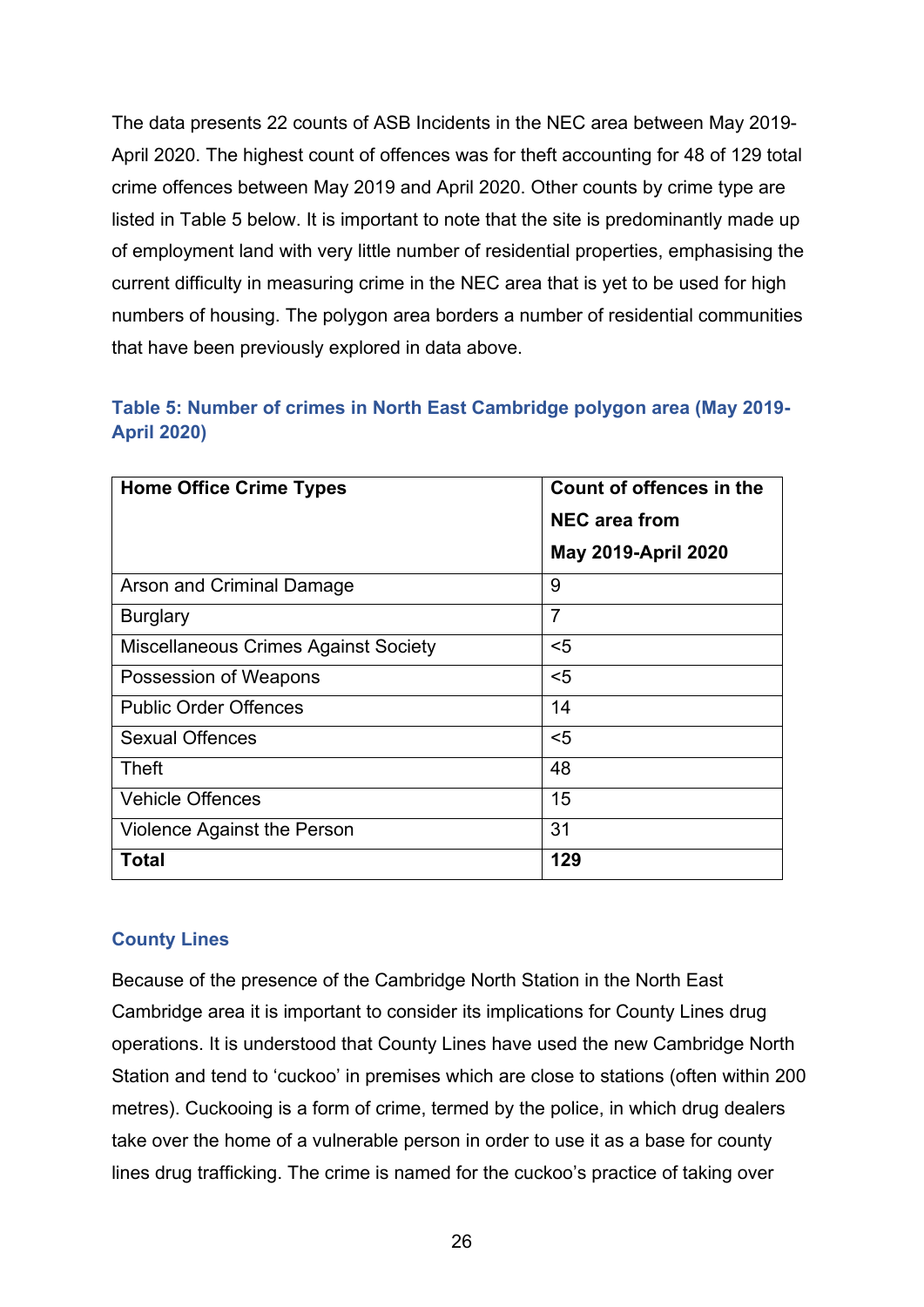The data presents 22 counts of ASB Incidents in the NEC area between May 2019-April 2020. The highest count of offences was for theft accounting for 48 of 129 total crime offences between May 2019 and April 2020. Other counts by crime type are listed in Table 5 below. It is important to note that the site is predominantly made up of employment land with very little number of residential properties, emphasising the current difficulty in measuring crime in the NEC area that is yet to be used for high numbers of housing. The polygon area borders a number of residential communities that have been previously explored in data above.

### Table 5: Number of crimes in North East Cambridge polygon area (May 2019-April 2020)

| **Home Office Crime Types** | **Count of offences in the NEC area from May 2019-April 2020** |
|---|---|
| Arson and Criminal Damage | 9 |
| Burglary | 7 |
| Miscellaneous Crimes Against Society | <5 |
| Possession of Weapons | <5 |
| Public Order Offences | 14 |
| Sexual Offences | <5 |
| Theft | 48 |
| Vehicle Offences | 15 |
| Violence Against the Person | 31 |
| **Total** | **129** |

### County Lines

Because of the presence of the Cambridge North Station in the North East Cambridge area it is important to consider its implications for County Lines drug operations. It is understood that County Lines have used the new Cambridge North Station and tend to 'cuckoo' in premises which are close to stations (often within 200 metres). Cuckooing is a form of crime, termed by the police, in which drug dealers take over the home of a vulnerable person in order to use it as a base for county lines drug trafficking. The crime is named for the cuckoo's practice of taking over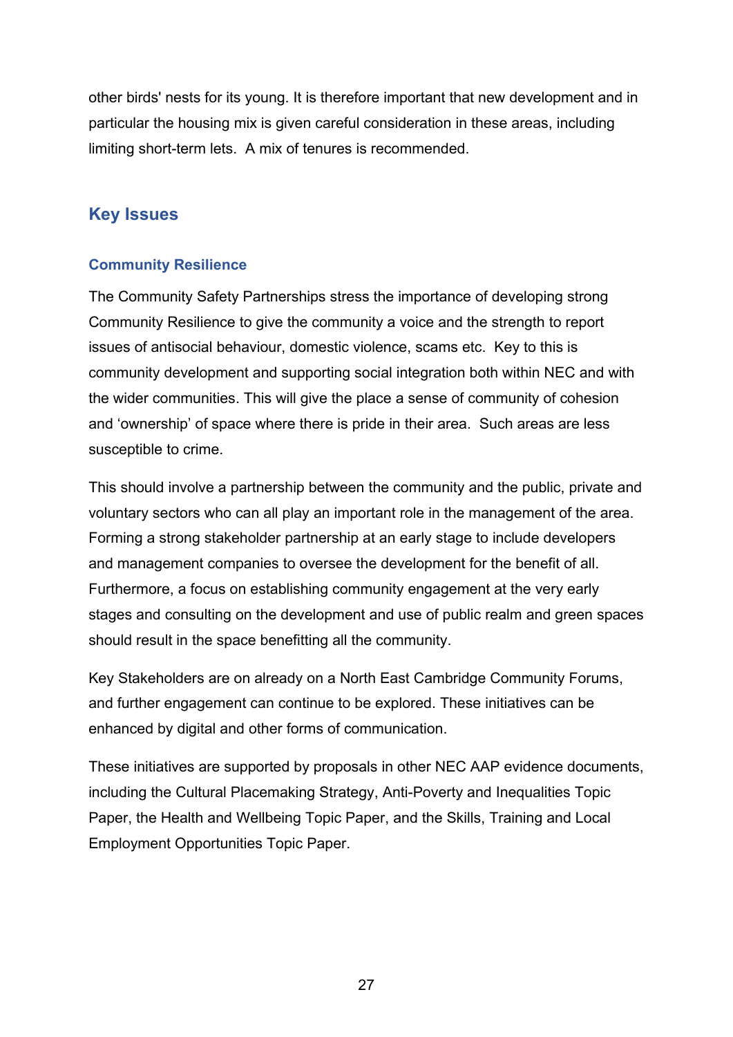other birds' nests for its young. It is therefore important that new development and in particular the housing mix is given careful consideration in these areas, including limiting short-term lets.  A mix of tenures is recommended.

## Key Issues

### Community Resilience

The Community Safety Partnerships stress the importance of developing strong Community Resilience to give the community a voice and the strength to report issues of antisocial behaviour, domestic violence, scams etc.  Key to this is community development and supporting social integration both within NEC and with the wider communities. This will give the place a sense of community of cohesion and 'ownership' of space where there is pride in their area.  Such areas are less susceptible to crime.

This should involve a partnership between the community and the public, private and voluntary sectors who can all play an important role in the management of the area. Forming a strong stakeholder partnership at an early stage to include developers and management companies to oversee the development for the benefit of all. Furthermore, a focus on establishing community engagement at the very early stages and consulting on the development and use of public realm and green spaces should result in the space benefitting all the community.

Key Stakeholders are on already on a North East Cambridge Community Forums, and further engagement can continue to be explored. These initiatives can be enhanced by digital and other forms of communication.

These initiatives are supported by proposals in other NEC AAP evidence documents, including the Cultural Placemaking Strategy, Anti-Poverty and Inequalities Topic Paper, the Health and Wellbeing Topic Paper, and the Skills, Training and Local Employment Opportunities Topic Paper.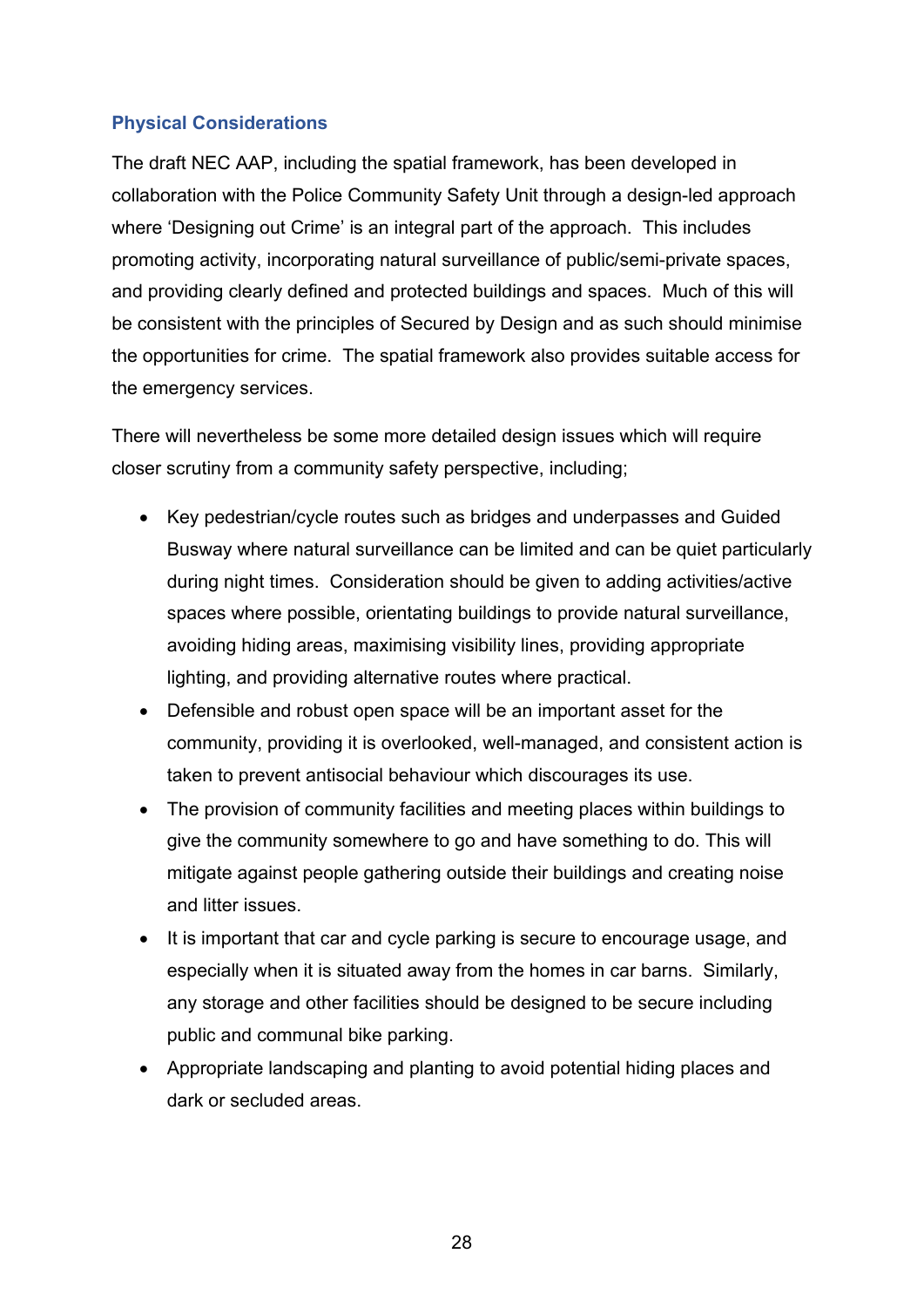### Physical Considerations

The draft NEC AAP, including the spatial framework, has been developed in collaboration with the Police Community Safety Unit through a design-led approach where 'Designing out Crime' is an integral part of the approach. This includes promoting activity, incorporating natural surveillance of public/semi-private spaces, and providing clearly defined and protected buildings and spaces. Much of this will be consistent with the principles of Secured by Design and as such should minimise the opportunities for crime. The spatial framework also provides suitable access for the emergency services.

There will nevertheless be some more detailed design issues which will require closer scrutiny from a community safety perspective, including;

- Key pedestrian/cycle routes such as bridges and underpasses and Guided Busway where natural surveillance can be limited and can be quiet particularly during night times. Consideration should be given to adding activities/active spaces where possible, orientating buildings to provide natural surveillance, avoiding hiding areas, maximising visibility lines, providing appropriate lighting, and providing alternative routes where practical.
- Defensible and robust open space will be an important asset for the community, providing it is overlooked, well-managed, and consistent action is taken to prevent antisocial behaviour which discourages its use.
- The provision of community facilities and meeting places within buildings to give the community somewhere to go and have something to do. This will mitigate against people gathering outside their buildings and creating noise and litter issues.
- It is important that car and cycle parking is secure to encourage usage, and especially when it is situated away from the homes in car barns. Similarly, any storage and other facilities should be designed to be secure including public and communal bike parking.
- Appropriate landscaping and planting to avoid potential hiding places and dark or secluded areas.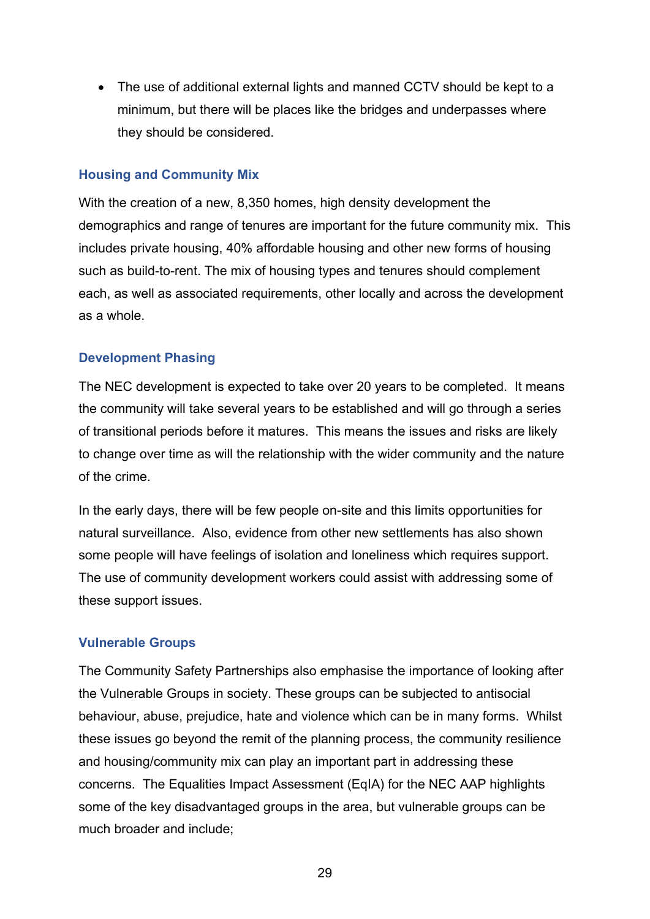- The use of additional external lights and manned CCTV should be kept to a minimum, but there will be places like the bridges and underpasses where they should be considered.

### Housing and Community Mix

With the creation of a new, 8,350 homes, high density development the demographics and range of tenures are important for the future community mix. This includes private housing, 40% affordable housing and other new forms of housing such as build-to-rent. The mix of housing types and tenures should complement each, as well as associated requirements, other locally and across the development as a whole.

### Development Phasing

The NEC development is expected to take over 20 years to be completed. It means the community will take several years to be established and will go through a series of transitional periods before it matures. This means the issues and risks are likely to change over time as will the relationship with the wider community and the nature of the crime.

In the early days, there will be few people on-site and this limits opportunities for natural surveillance. Also, evidence from other new settlements has also shown some people will have feelings of isolation and loneliness which requires support. The use of community development workers could assist with addressing some of these support issues.

### Vulnerable Groups

The Community Safety Partnerships also emphasise the importance of looking after the Vulnerable Groups in society. These groups can be subjected to antisocial behaviour, abuse, prejudice, hate and violence which can be in many forms. Whilst these issues go beyond the remit of the planning process, the community resilience and housing/community mix can play an important part in addressing these concerns. The Equalities Impact Assessment (EqIA) for the NEC AAP highlights some of the key disadvantaged groups in the area, but vulnerable groups can be much broader and include;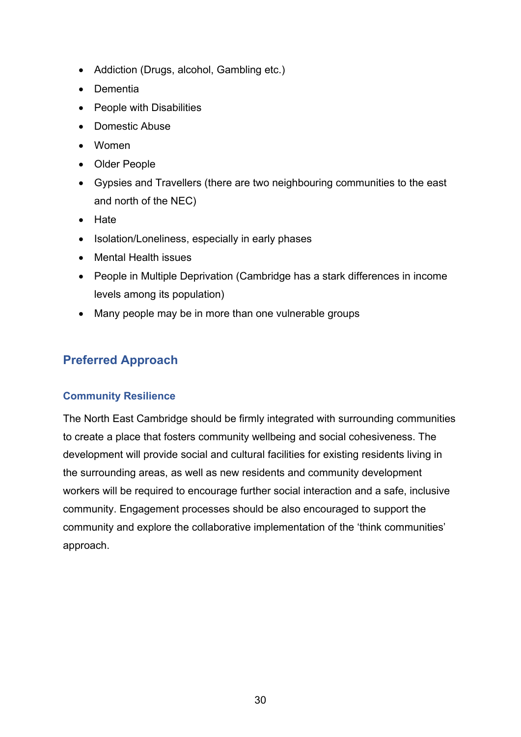- Addiction (Drugs, alcohol, Gambling etc.)
- Dementia
- People with Disabilities
- Domestic Abuse
- Women
- Older People
- Gypsies and Travellers (there are two neighbouring communities to the east and north of the NEC)
- Hate
- Isolation/Loneliness, especially in early phases
- Mental Health issues
- People in Multiple Deprivation (Cambridge has a stark differences in income levels among its population)
- Many people may be in more than one vulnerable groups

## Preferred Approach

### Community Resilience

The North East Cambridge should be firmly integrated with surrounding communities to create a place that fosters community wellbeing and social cohesiveness. The development will provide social and cultural facilities for existing residents living in the surrounding areas, as well as new residents and community development workers will be required to encourage further social interaction and a safe, inclusive community. Engagement processes should be also encouraged to support the community and explore the collaborative implementation of the 'think communities' approach.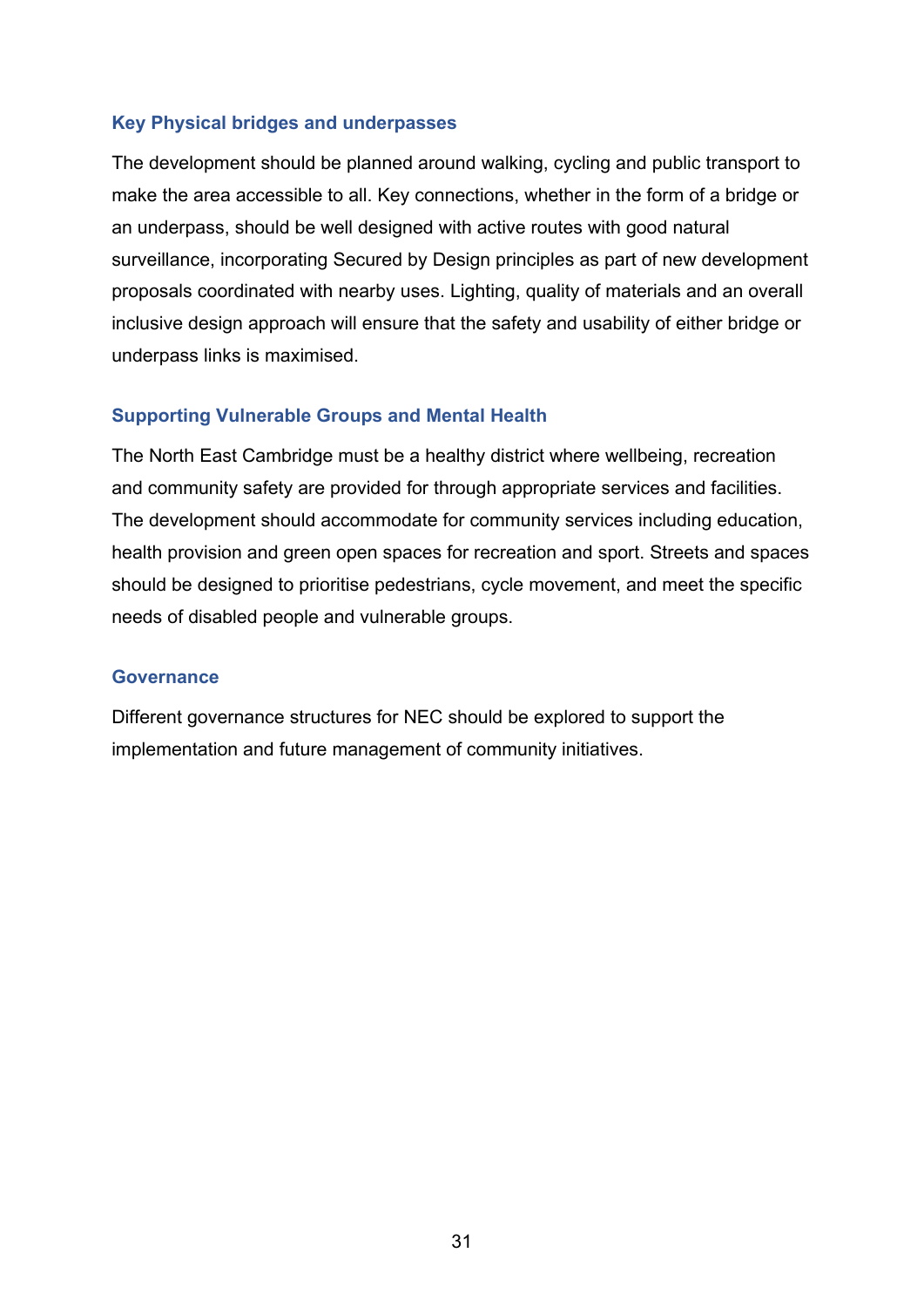### Key Physical bridges and underpasses

The development should be planned around walking, cycling and public transport to make the area accessible to all. Key connections, whether in the form of a bridge or an underpass, should be well designed with active routes with good natural surveillance, incorporating Secured by Design principles as part of new development proposals coordinated with nearby uses. Lighting, quality of materials and an overall inclusive design approach will ensure that the safety and usability of either bridge or underpass links is maximised.

### Supporting Vulnerable Groups and Mental Health

The North East Cambridge must be a healthy district where wellbeing, recreation and community safety are provided for through appropriate services and facilities. The development should accommodate for community services including education, health provision and green open spaces for recreation and sport. Streets and spaces should be designed to prioritise pedestrians, cycle movement, and meet the specific needs of disabled people and vulnerable groups.

### Governance

Different governance structures for NEC should be explored to support the implementation and future management of community initiatives.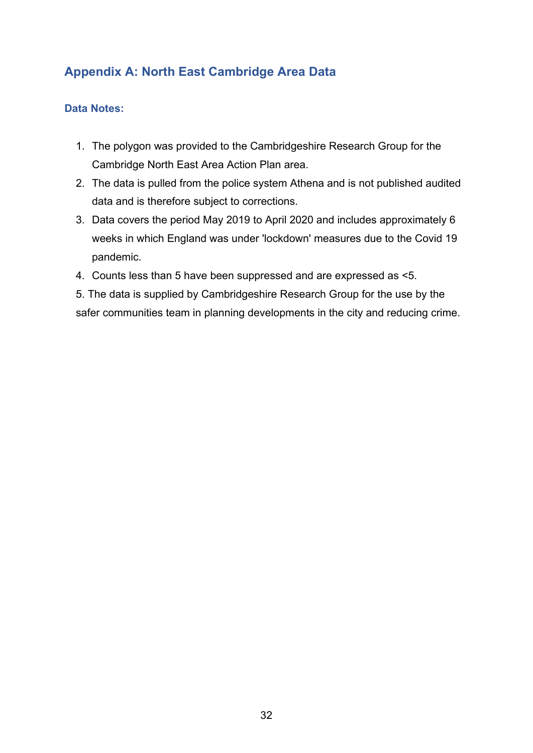## Appendix A: North East Cambridge Area Data

### Data Notes:

1. The polygon was provided to the Cambridgeshire Research Group for the Cambridge North East Area Action Plan area.
2. The data is pulled from the police system Athena and is not published audited data and is therefore subject to corrections.
3. Data covers the period May 2019 to April 2020 and includes approximately 6 weeks in which England was under 'lockdown' measures due to the Covid 19 pandemic.
4. Counts less than 5 have been suppressed and are expressed as <5.

5. The data is supplied by Cambridgeshire Research Group for the use by the safer communities team in planning developments in the city and reducing crime.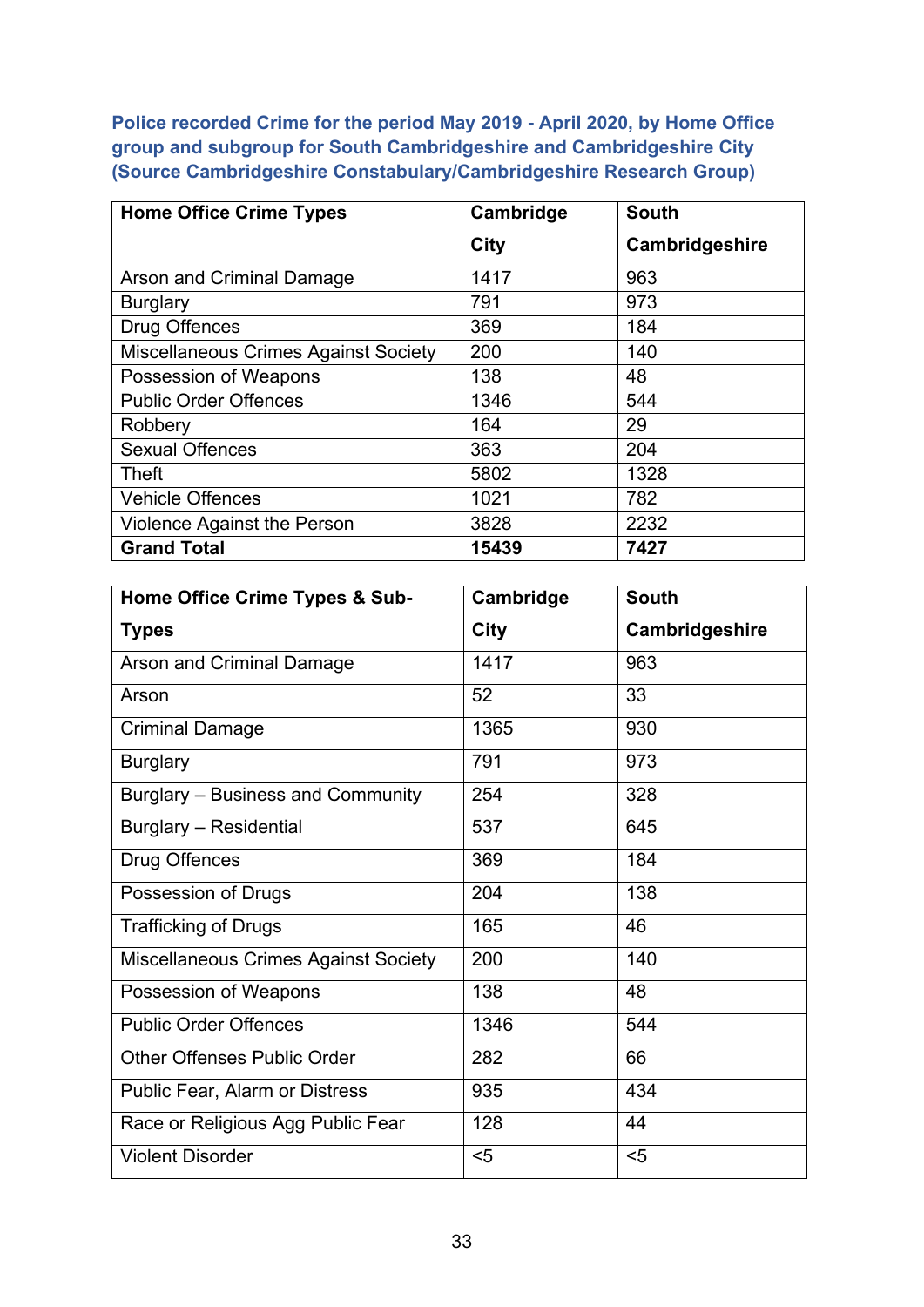**Police recorded Crime for the period May 2019 - April 2020, by Home Office group and subgroup for South Cambridgeshire and Cambridgeshire City (Source Cambridgeshire Constabulary/Cambridgeshire Research Group)**

| Home Office Crime Types | Cambridge City | South Cambridgeshire |
|---|---|---|
| Arson and Criminal Damage | 1417 | 963 |
| Burglary | 791 | 973 |
| Drug Offences | 369 | 184 |
| Miscellaneous Crimes Against Society | 200 | 140 |
| Possession of Weapons | 138 | 48 |
| Public Order Offences | 1346 | 544 |
| Robbery | 164 | 29 |
| Sexual Offences | 363 | 204 |
| Theft | 5802 | 1328 |
| Vehicle Offences | 1021 | 782 |
| Violence Against the Person | 3828 | 2232 |
| **Grand Total** | **15439** | **7427** |

| Home Office Crime Types & Sub-Types | Cambridge City | South Cambridgeshire |
|---|---|---|
| Arson and Criminal Damage | 1417 | 963 |
| Arson | 52 | 33 |
| Criminal Damage | 1365 | 930 |
| Burglary | 791 | 973 |
| Burglary – Business and Community | 254 | 328 |
| Burglary – Residential | 537 | 645 |
| Drug Offences | 369 | 184 |
| Possession of Drugs | 204 | 138 |
| Trafficking of Drugs | 165 | 46 |
| Miscellaneous Crimes Against Society | 200 | 140 |
| Possession of Weapons | 138 | 48 |
| Public Order Offences | 1346 | 544 |
| Other Offenses Public Order | 282 | 66 |
| Public Fear, Alarm or Distress | 935 | 434 |
| Race or Religious Agg Public Fear | 128 | 44 |
| Violent Disorder | <5 | <5 |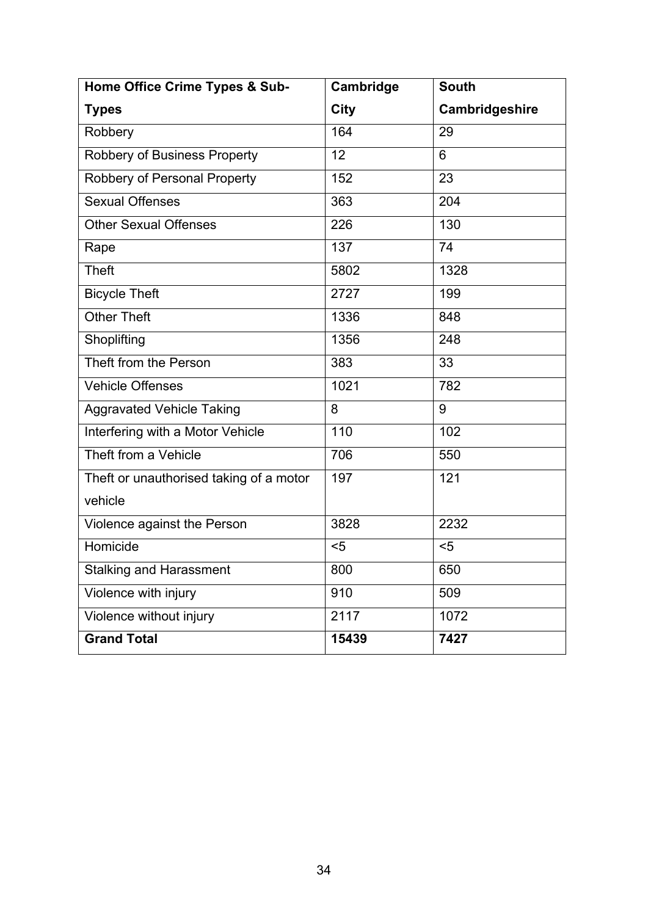| Home Office Crime Types & Sub-Types | Cambridge City | South Cambridgeshire |
|---|---|---|
| Robbery | 164 | 29 |
| Robbery of Business Property | 12 | 6 |
| Robbery of Personal Property | 152 | 23 |
| Sexual Offenses | 363 | 204 |
| Other Sexual Offenses | 226 | 130 |
| Rape | 137 | 74 |
| Theft | 5802 | 1328 |
| Bicycle Theft | 2727 | 199 |
| Other Theft | 1336 | 848 |
| Shoplifting | 1356 | 248 |
| Theft from the Person | 383 | 33 |
| Vehicle Offenses | 1021 | 782 |
| Aggravated Vehicle Taking | 8 | 9 |
| Interfering with a Motor Vehicle | 110 | 102 |
| Theft from a Vehicle | 706 | 550 |
| Theft or unauthorised taking of a motor vehicle | 197 | 121 |
| Violence against the Person | 3828 | 2232 |
| Homicide | <5 | <5 |
| Stalking and Harassment | 800 | 650 |
| Violence with injury | 910 | 509 |
| Violence without injury | 2117 | 1072 |
| **Grand Total** | **15439** | **7427** |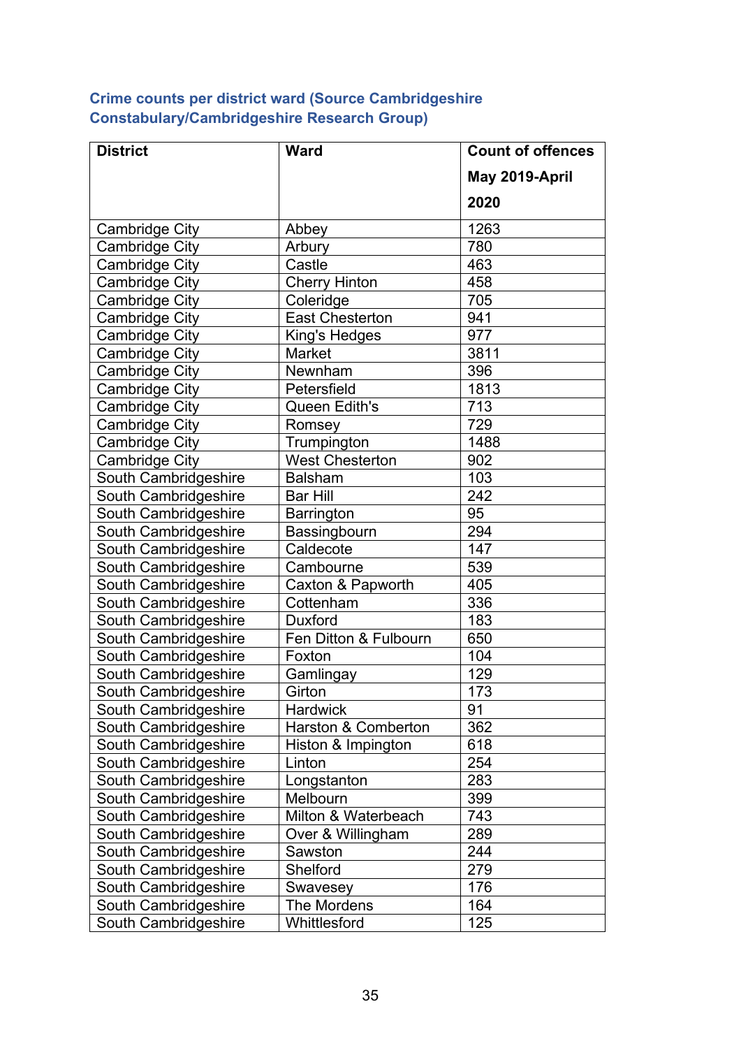**Crime counts per district ward (Source Cambridgeshire Constabulary/Cambridgeshire Research Group)**

| District | Ward | Count of offences May 2019-April 2020 |
|---|---|---|
| Cambridge City | Abbey | 1263 |
| Cambridge City | Arbury | 780 |
| Cambridge City | Castle | 463 |
| Cambridge City | Cherry Hinton | 458 |
| Cambridge City | Coleridge | 705 |
| Cambridge City | East Chesterton | 941 |
| Cambridge City | King's Hedges | 977 |
| Cambridge City | Market | 3811 |
| Cambridge City | Newnham | 396 |
| Cambridge City | Petersfield | 1813 |
| Cambridge City | Queen Edith's | 713 |
| Cambridge City | Romsey | 729 |
| Cambridge City | Trumpington | 1488 |
| Cambridge City | West Chesterton | 902 |
| South Cambridgeshire | Balsham | 103 |
| South Cambridgeshire | Bar Hill | 242 |
| South Cambridgeshire | Barrington | 95 |
| South Cambridgeshire | Bassingbourn | 294 |
| South Cambridgeshire | Caldecote | 147 |
| South Cambridgeshire | Cambourne | 539 |
| South Cambridgeshire | Caxton & Papworth | 405 |
| South Cambridgeshire | Cottenham | 336 |
| South Cambridgeshire | Duxford | 183 |
| South Cambridgeshire | Fen Ditton & Fulbourn | 650 |
| South Cambridgeshire | Foxton | 104 |
| South Cambridgeshire | Gamlingay | 129 |
| South Cambridgeshire | Girton | 173 |
| South Cambridgeshire | Hardwick | 91 |
| South Cambridgeshire | Harston & Comberton | 362 |
| South Cambridgeshire | Histon & Impington | 618 |
| South Cambridgeshire | Linton | 254 |
| South Cambridgeshire | Longstanton | 283 |
| South Cambridgeshire | Melbourn | 399 |
| South Cambridgeshire | Milton & Waterbeach | 743 |
| South Cambridgeshire | Over & Willingham | 289 |
| South Cambridgeshire | Sawston | 244 |
| South Cambridgeshire | Shelford | 279 |
| South Cambridgeshire | Swavesey | 176 |
| South Cambridgeshire | The Mordens | 164 |
| South Cambridgeshire | Whittlesford | 125 |